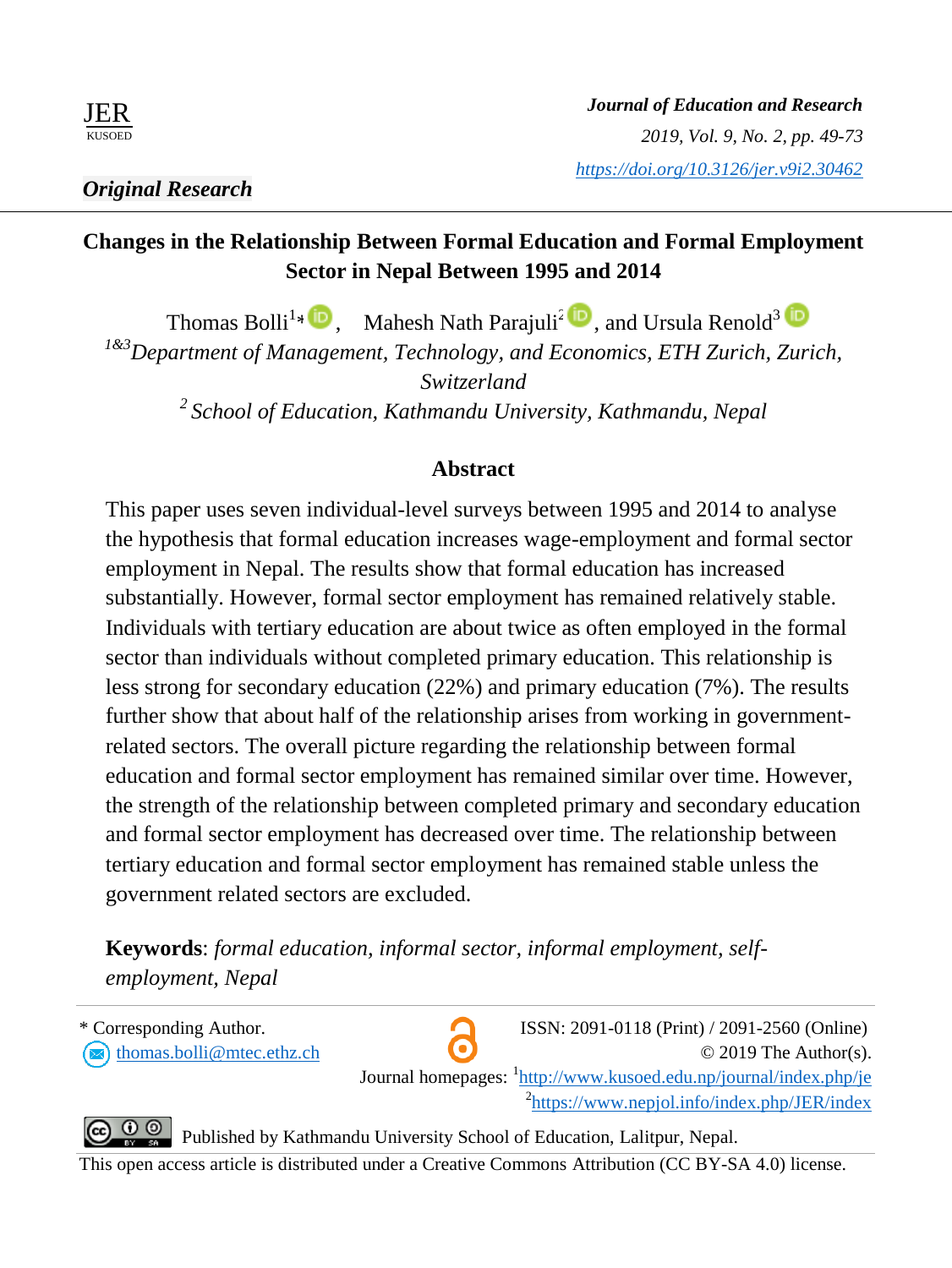JER
KUSOED

*Journal of Education and Research*
*2019, Vol. 9, No. 2, pp. 49-73*
[https://doi.org/10.3126/jer.v9i2.30462](https://doi.org/10.3126/jer.v9i2.30462)

***Original Research***

# Changes in the Relationship Between Formal Education and Formal Employment Sector in Nepal Between 1995 and 2014

Thomas Bolli[1]*, Mahesh Nath Parajuli[2], and Ursula Renold[3]

[1&3] *Department of Management, Technology, and Economics, ETH Zurich, Zurich, Switzerland*

[2] *School of Education, Kathmandu University, Kathmandu, Nepal*

## Abstract

This paper uses seven individual-level surveys between 1995 and 2014 to analyse the hypothesis that formal education increases wage-employment and formal sector employment in Nepal. The results show that formal education has increased substantially. However, formal sector employment has remained relatively stable. Individuals with tertiary education are about twice as often employed in the formal sector than individuals without completed primary education. This relationship is less strong for secondary education (22%) and primary education (7%). The results further show that about half of the relationship arises from working in government-related sectors. The overall picture regarding the relationship between formal education and formal sector employment has remained similar over time. However, the strength of the relationship between completed primary and secondary education and formal sector employment has decreased over time. The relationship between tertiary education and formal sector employment has remained stable unless the government related sectors are excluded.

**Keywords**: *formal education, informal sector, informal employment, self-employment, Nepal*

\* Corresponding Author.
thomas.bolli@mtec.ethz.ch

ISSN: 2091-0118 (Print) / 2091-2560 (Online)
© 2019 The Author(s).
Journal homepages: [1]http://www.kusoed.edu.np/journal/index.php/je
[2]https://www.nepjol.info/index.php/JER/index

Published by Kathmandu University School of Education, Lalitpur, Nepal.
This open access article is distributed under a Creative Commons Attribution (CC BY-SA 4.0) license.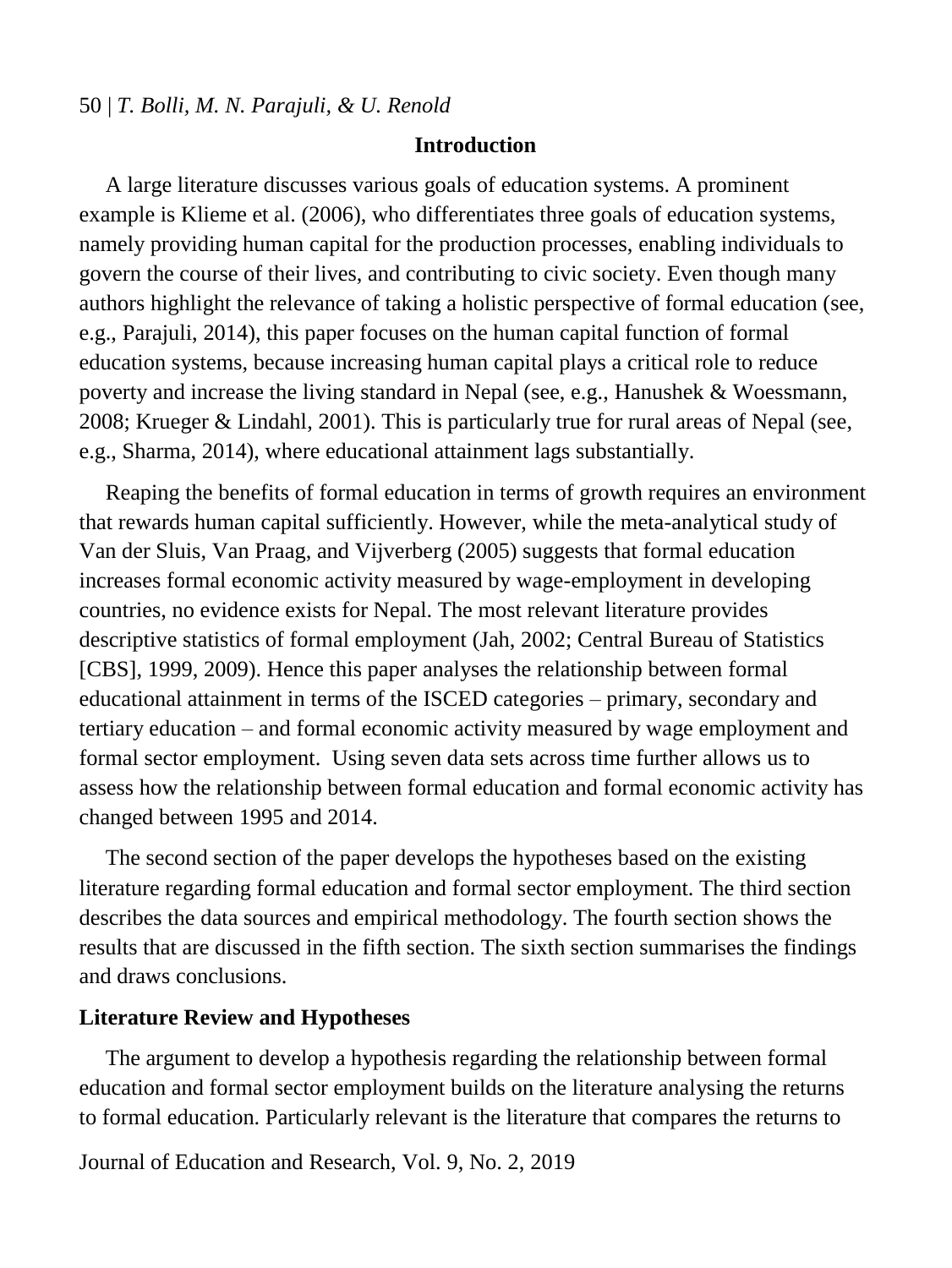## Introduction

A large literature discusses various goals of education systems. A prominent example is Klieme et al. (2006), who differentiates three goals of education systems, namely providing human capital for the production processes, enabling individuals to govern the course of their lives, and contributing to civic society. Even though many authors highlight the relevance of taking a holistic perspective of formal education (see, e.g., Parajuli, 2014), this paper focuses on the human capital function of formal education systems, because increasing human capital plays a critical role to reduce poverty and increase the living standard in Nepal (see, e.g., Hanushek & Woessmann, 2008; Krueger & Lindahl, 2001). This is particularly true for rural areas of Nepal (see, e.g., Sharma, 2014), where educational attainment lags substantially.

Reaping the benefits of formal education in terms of growth requires an environment that rewards human capital sufficiently. However, while the meta-analytical study of Van der Sluis, Van Praag, and Vijverberg (2005) suggests that formal education increases formal economic activity measured by wage-employment in developing countries, no evidence exists for Nepal. The most relevant literature provides descriptive statistics of formal employment (Jah, 2002; Central Bureau of Statistics [CBS], 1999, 2009). Hence this paper analyses the relationship between formal educational attainment in terms of the ISCED categories – primary, secondary and tertiary education – and formal economic activity measured by wage employment and formal sector employment. Using seven data sets across time further allows us to assess how the relationship between formal education and formal economic activity has changed between 1995 and 2014.

The second section of the paper develops the hypotheses based on the existing literature regarding formal education and formal sector employment. The third section describes the data sources and empirical methodology. The fourth section shows the results that are discussed in the fifth section. The sixth section summarises the findings and draws conclusions.

### Literature Review and Hypotheses

The argument to develop a hypothesis regarding the relationship between formal education and formal sector employment builds on the literature analysing the returns to formal education. Particularly relevant is the literature that compares the returns to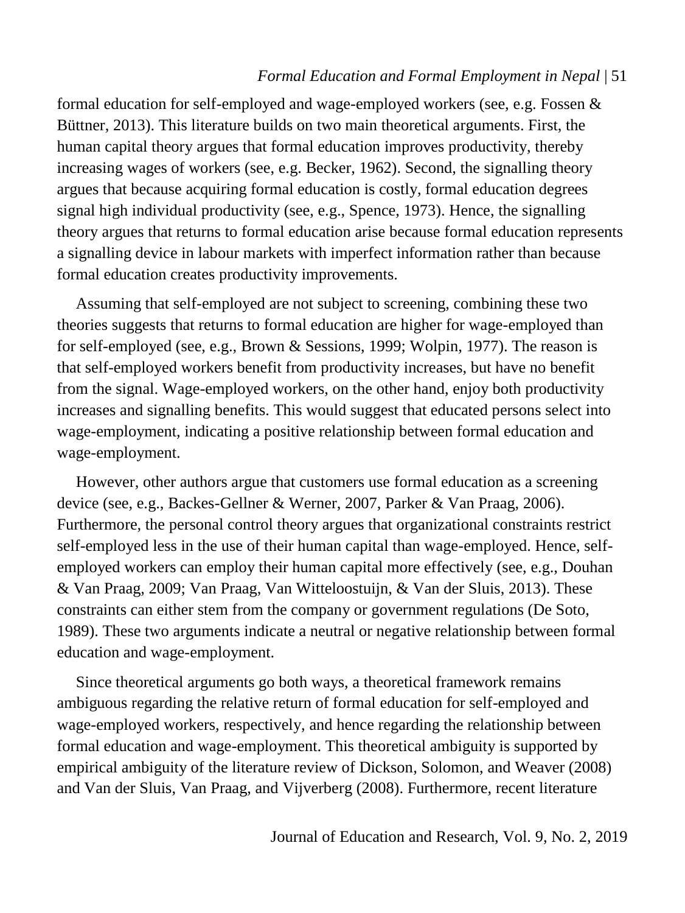formal education for self-employed and wage-employed workers (see, e.g. Fossen & Büttner, 2013). This literature builds on two main theoretical arguments. First, the human capital theory argues that formal education improves productivity, thereby increasing wages of workers (see, e.g. Becker, 1962). Second, the signalling theory argues that because acquiring formal education is costly, formal education degrees signal high individual productivity (see, e.g., Spence, 1973). Hence, the signalling theory argues that returns to formal education arise because formal education represents a signalling device in labour markets with imperfect information rather than because formal education creates productivity improvements.

Assuming that self-employed are not subject to screening, combining these two theories suggests that returns to formal education are higher for wage-employed than for self-employed (see, e.g., Brown & Sessions, 1999; Wolpin, 1977). The reason is that self-employed workers benefit from productivity increases, but have no benefit from the signal. Wage-employed workers, on the other hand, enjoy both productivity increases and signalling benefits. This would suggest that educated persons select into wage-employment, indicating a positive relationship between formal education and wage-employment.

However, other authors argue that customers use formal education as a screening device (see, e.g., Backes-Gellner & Werner, 2007, Parker & Van Praag, 2006). Furthermore, the personal control theory argues that organizational constraints restrict self-employed less in the use of their human capital than wage-employed. Hence, self-employed workers can employ their human capital more effectively (see, e.g., Douhan & Van Praag, 2009; Van Praag, Van Witteloostuijn, & Van der Sluis, 2013). These constraints can either stem from the company or government regulations (De Soto, 1989). These two arguments indicate a neutral or negative relationship between formal education and wage-employment.

Since theoretical arguments go both ways, a theoretical framework remains ambiguous regarding the relative return of formal education for self-employed and wage-employed workers, respectively, and hence regarding the relationship between formal education and wage-employment. This theoretical ambiguity is supported by empirical ambiguity of the literature review of Dickson, Solomon, and Weaver (2008) and Van der Sluis, Van Praag, and Vijverberg (2008). Furthermore, recent literature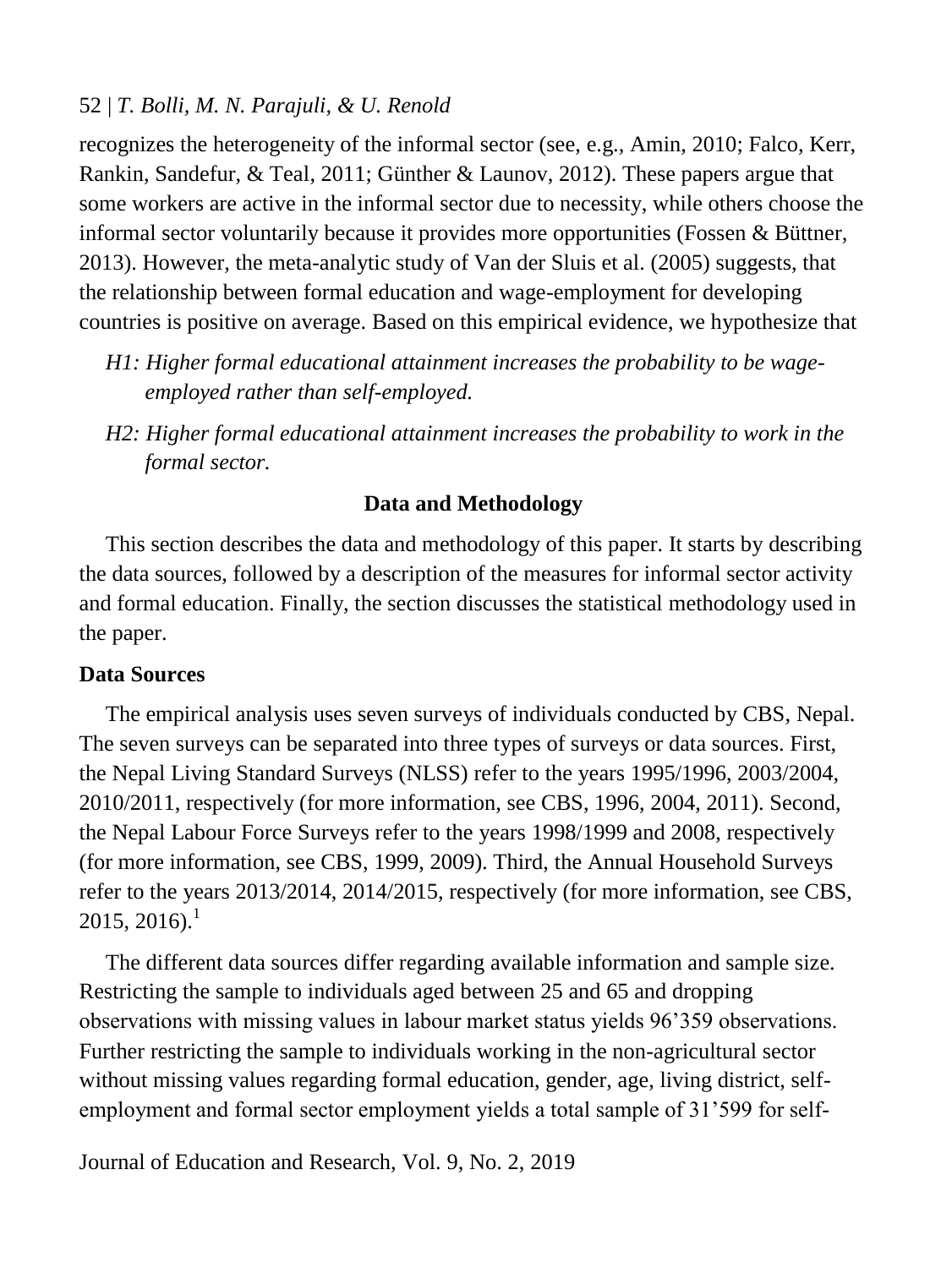recognizes the heterogeneity of the informal sector (see, e.g., Amin, 2010; Falco, Kerr, Rankin, Sandefur, & Teal, 2011; Günther & Launov, 2012). These papers argue that some workers are active in the informal sector due to necessity, while others choose the informal sector voluntarily because it provides more opportunities (Fossen & Büttner, 2013). However, the meta-analytic study of Van der Sluis et al. (2005) suggests, that the relationship between formal education and wage-employment for developing countries is positive on average. Based on this empirical evidence, we hypothesize that

*H1: Higher formal educational attainment increases the probability to be wage-employed rather than self-employed.*

*H2: Higher formal educational attainment increases the probability to work in the formal sector.*

## Data and Methodology

This section describes the data and methodology of this paper. It starts by describing the data sources, followed by a description of the measures for informal sector activity and formal education. Finally, the section discusses the statistical methodology used in the paper.

### Data Sources

The empirical analysis uses seven surveys of individuals conducted by CBS, Nepal. The seven surveys can be separated into three types of surveys or data sources. First, the Nepal Living Standard Surveys (NLSS) refer to the years 1995/1996, 2003/2004, 2010/2011, respectively (for more information, see CBS, 1996, 2004, 2011). Second, the Nepal Labour Force Surveys refer to the years 1998/1999 and 2008, respectively (for more information, see CBS, 1999, 2009). Third, the Annual Household Surveys refer to the years 2013/2014, 2014/2015, respectively (for more information, see CBS, 2015, 2016).[1]

The different data sources differ regarding available information and sample size. Restricting the sample to individuals aged between 25 and 65 and dropping observations with missing values in labour market status yields 96'359 observations. Further restricting the sample to individuals working in the non-agricultural sector without missing values regarding formal education, gender, age, living district, self-employment and formal sector employment yields a total sample of 31'599 for self-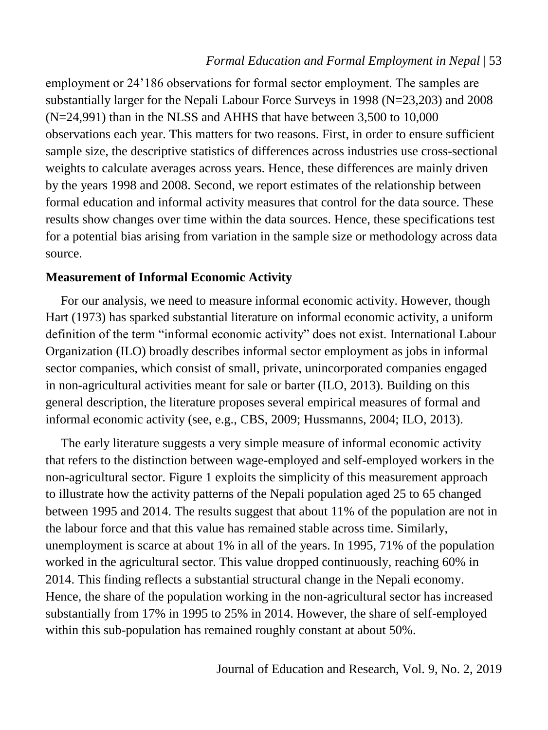employment or 24’186 observations for formal sector employment. The samples are substantially larger for the Nepali Labour Force Surveys in 1998 (N=23,203) and 2008 (N=24,991) than in the NLSS and AHHS that have between 3,500 to 10,000 observations each year. This matters for two reasons. First, in order to ensure sufficient sample size, the descriptive statistics of differences across industries use cross-sectional weights to calculate averages across years. Hence, these differences are mainly driven by the years 1998 and 2008. Second, we report estimates of the relationship between formal education and informal activity measures that control for the data source. These results show changes over time within the data sources. Hence, these specifications test for a potential bias arising from variation in the sample size or methodology across data source.

## Measurement of Informal Economic Activity

For our analysis, we need to measure informal economic activity. However, though Hart (1973) has sparked substantial literature on informal economic activity, a uniform definition of the term “informal economic activity” does not exist. International Labour Organization (ILO) broadly describes informal sector employment as jobs in informal sector companies, which consist of small, private, unincorporated companies engaged in non-agricultural activities meant for sale or barter (ILO, 2013). Building on this general description, the literature proposes several empirical measures of formal and informal economic activity (see, e.g., CBS, 2009; Hussmanns, 2004; ILO, 2013).

The early literature suggests a very simple measure of informal economic activity that refers to the distinction between wage-employed and self-employed workers in the non-agricultural sector. Figure 1 exploits the simplicity of this measurement approach to illustrate how the activity patterns of the Nepali population aged 25 to 65 changed between 1995 and 2014. The results suggest that about 11% of the population are not in the labour force and that this value has remained stable across time. Similarly, unemployment is scarce at about 1% in all of the years. In 1995, 71% of the population worked in the agricultural sector. This value dropped continuously, reaching 60% in 2014. This finding reflects a substantial structural change in the Nepali economy. Hence, the share of the population working in the non-agricultural sector has increased substantially from 17% in 1995 to 25% in 2014. However, the share of self-employed within this sub-population has remained roughly constant at about 50%.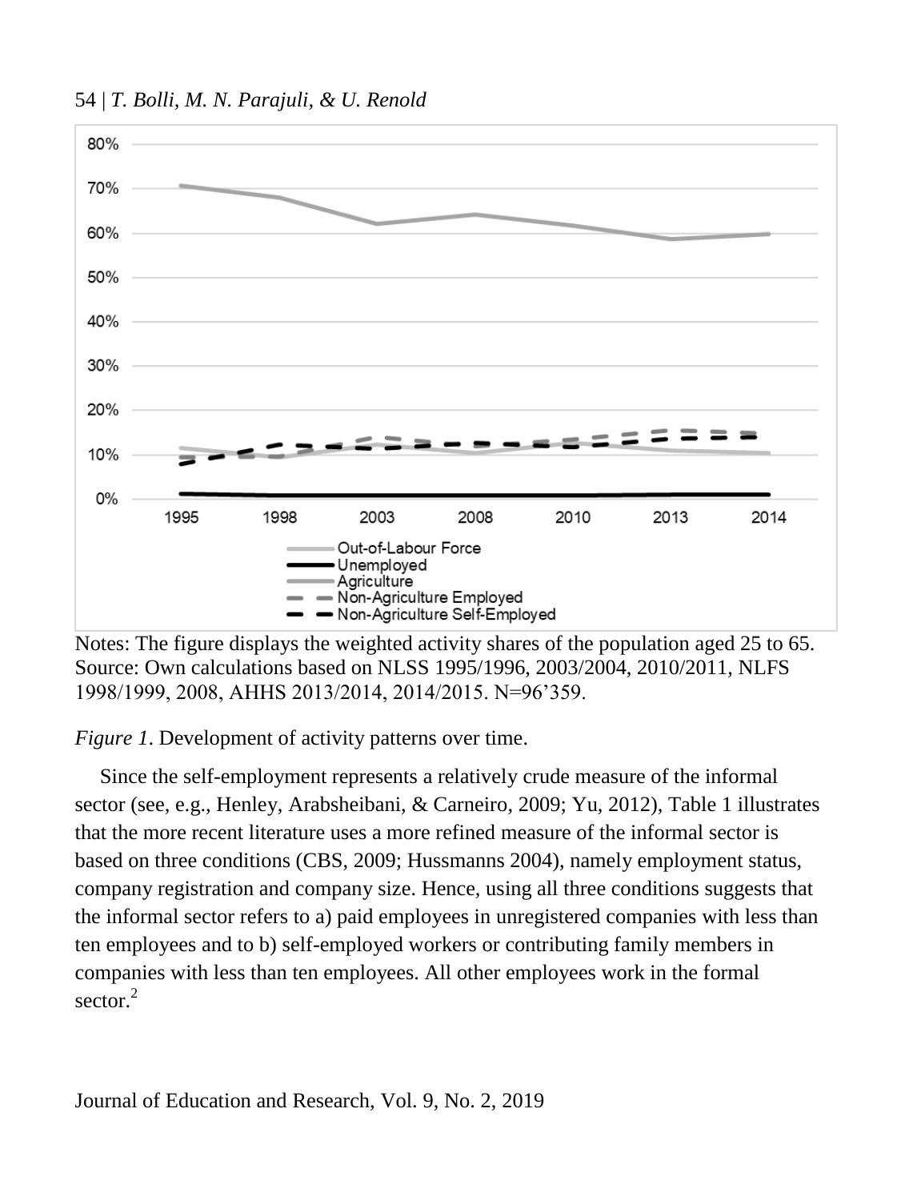Notes: The figure displays the weighted activity shares of the population aged 25 to 65. Source: Own calculations based on NLSS 1995/1996, 2003/2004, 2010/2011, NLFS 1998/1999, 2008, AHHS 2013/2014, 2014/2015. N=96'359.

*Figure 1*. Development of activity patterns over time.

Since the self-employment represents a relatively crude measure of the informal sector (see, e.g., Henley, Arabsheibani, & Carneiro, 2009; Yu, 2012), Table 1 illustrates that the more recent literature uses a more refined measure of the informal sector is based on three conditions (CBS, 2009; Hussmanns 2004), namely employment status, company registration and company size. Hence, using all three conditions suggests that the informal sector refers to a) paid employees in unregistered companies with less than ten employees and to b) self-employed workers or contributing family members in companies with less than ten employees. All other employees work in the formal sector.[2]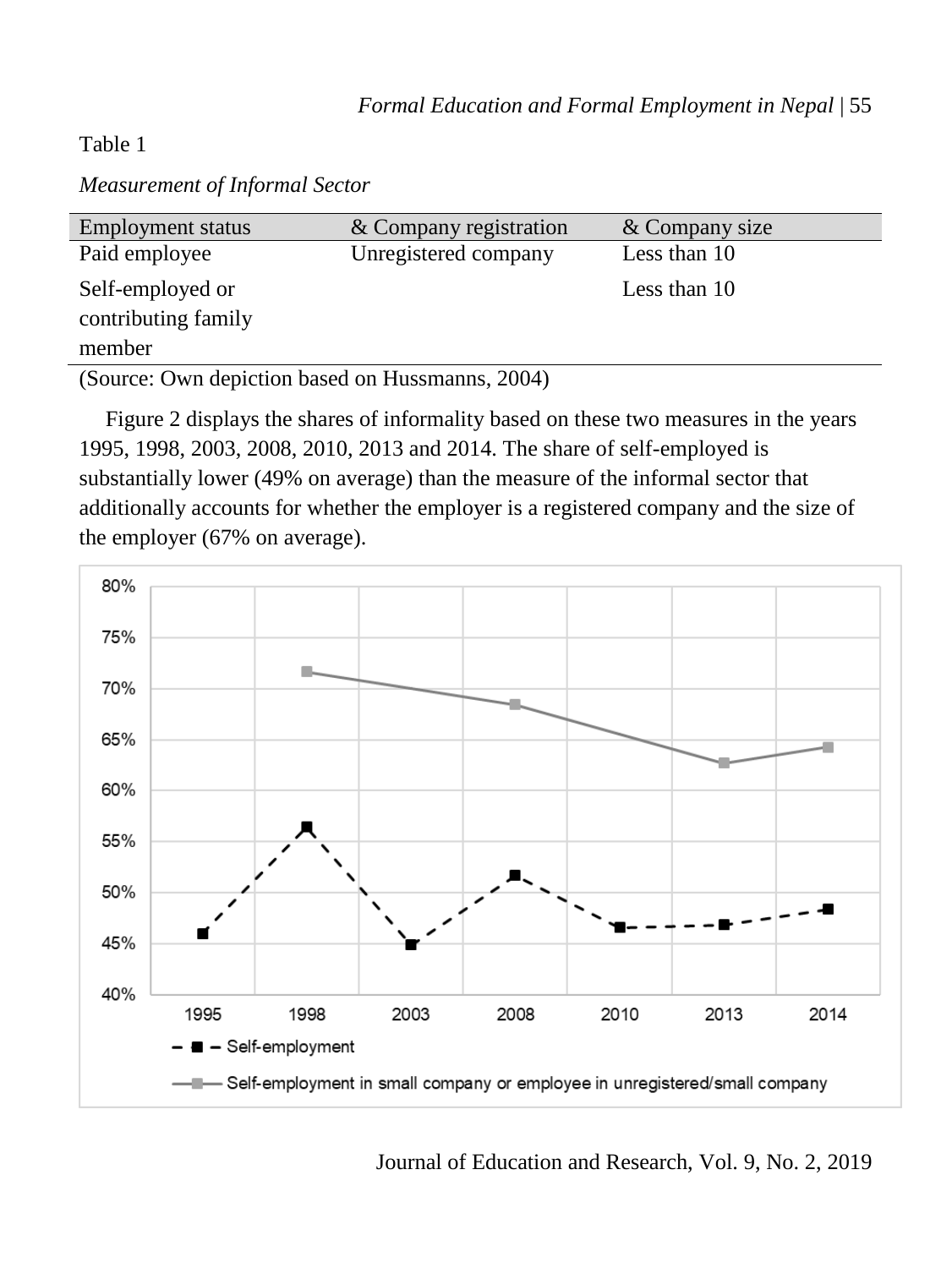Table 1

*Measurement of Informal Sector*

| Employment status | & Company registration | & Company size |
|---|---|---|
| Paid employee | Unregistered company | Less than 10 |
| Self-employed or contributing family member | | Less than 10 |

(Source: Own depiction based on Hussmanns, 2004)

Figure 2 displays the shares of informality based on these two measures in the years 1995, 1998, 2003, 2008, 2010, 2013 and 2014. The share of self-employed is substantially lower (49% on average) than the measure of the informal sector that additionally accounts for whether the employer is a registered company and the size of the employer (67% on average).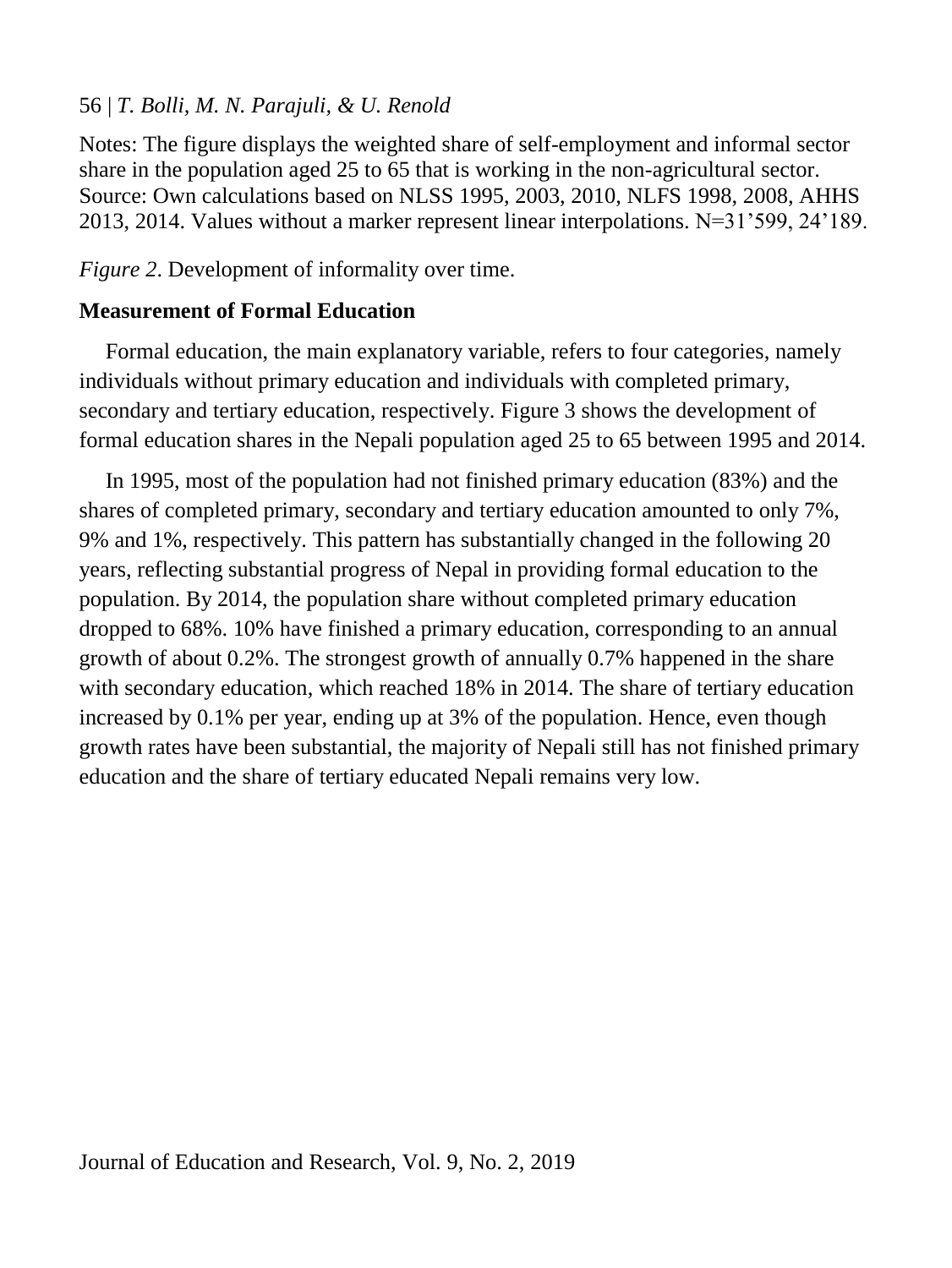Notes: The figure displays the weighted share of self-employment and informal sector share in the population aged 25 to 65 that is working in the non-agricultural sector. Source: Own calculations based on NLSS 1995, 2003, 2010, NLFS 1998, 2008, AHHS 2013, 2014. Values without a marker represent linear interpolations. N=31'599, 24'189.

*Figure 2*. Development of informality over time.

**Measurement of Formal Education**

Formal education, the main explanatory variable, refers to four categories, namely individuals without primary education and individuals with completed primary, secondary and tertiary education, respectively. Figure 3 shows the development of formal education shares in the Nepali population aged 25 to 65 between 1995 and 2014.

In 1995, most of the population had not finished primary education (83%) and the shares of completed primary, secondary and tertiary education amounted to only 7%, 9% and 1%, respectively. This pattern has substantially changed in the following 20 years, reflecting substantial progress of Nepal in providing formal education to the population. By 2014, the population share without completed primary education dropped to 68%. 10% have finished a primary education, corresponding to an annual growth of about 0.2%. The strongest growth of annually 0.7% happened in the share with secondary education, which reached 18% in 2014. The share of tertiary education increased by 0.1% per year, ending up at 3% of the population. Hence, even though growth rates have been substantial, the majority of Nepali still has not finished primary education and the share of tertiary educated Nepali remains very low.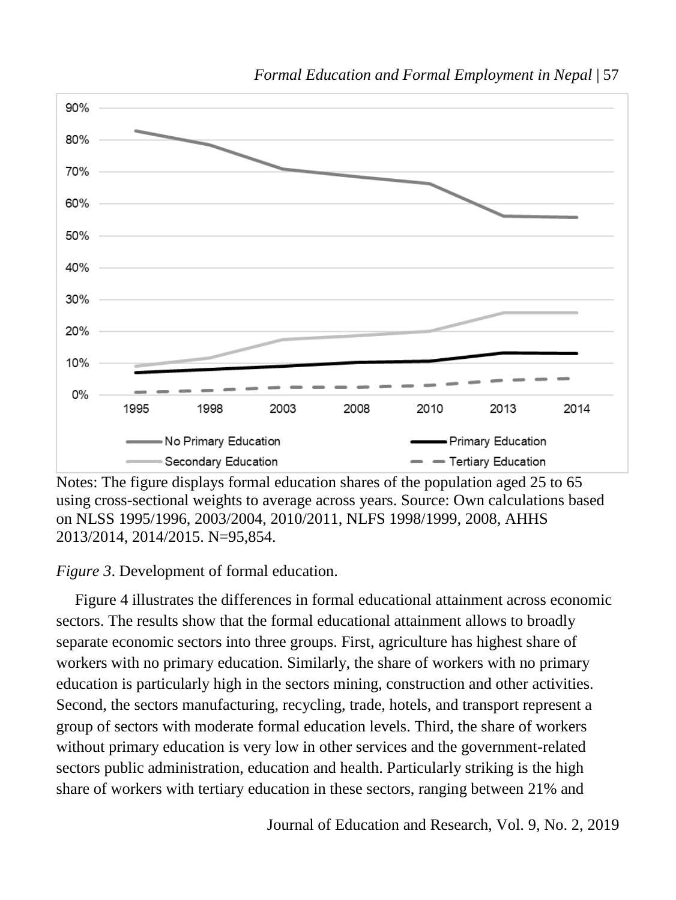Notes: The figure displays formal education shares of the population aged 25 to 65 using cross-sectional weights to average across years. Source: Own calculations based on NLSS 1995/1996, 2003/2004, 2010/2011, NLFS 1998/1999, 2008, AHHS 2013/2014, 2014/2015. N=95,854.

*Figure 3*. Development of formal education.

Figure 4 illustrates the differences in formal educational attainment across economic sectors. The results show that the formal educational attainment allows to broadly separate economic sectors into three groups. First, agriculture has highest share of workers with no primary education. Similarly, the share of workers with no primary education is particularly high in the sectors mining, construction and other activities. Second, the sectors manufacturing, recycling, trade, hotels, and transport represent a group of sectors with moderate formal education levels. Third, the share of workers without primary education is very low in other services and the government-related sectors public administration, education and health. Particularly striking is the high share of workers with tertiary education in these sectors, ranging between 21% and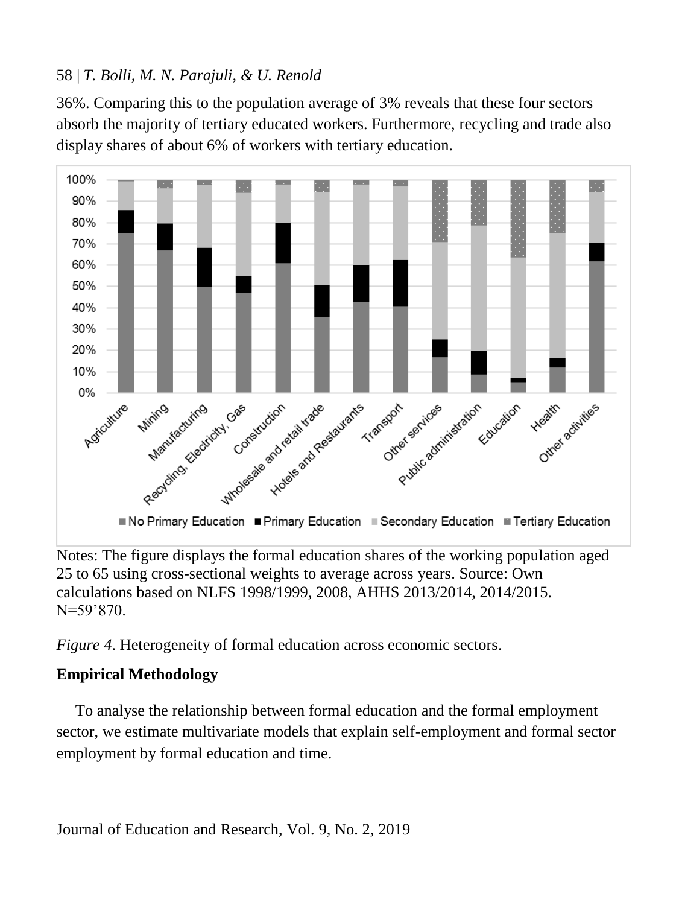36%. Comparing this to the population average of 3% reveals that these four sectors absorb the majority of tertiary educated workers. Furthermore, recycling and trade also display shares of about 6% of workers with tertiary education.

Notes: The figure displays the formal education shares of the working population aged 25 to 65 using cross-sectional weights to average across years. Source: Own calculations based on NLFS 1998/1999, 2008, AHHS 2013/2014, 2014/2015. N=59’870.

*Figure 4*. Heterogeneity of formal education across economic sectors.

**Empirical Methodology**

To analyse the relationship between formal education and the formal employment sector, we estimate multivariate models that explain self-employment and formal sector employment by formal education and time.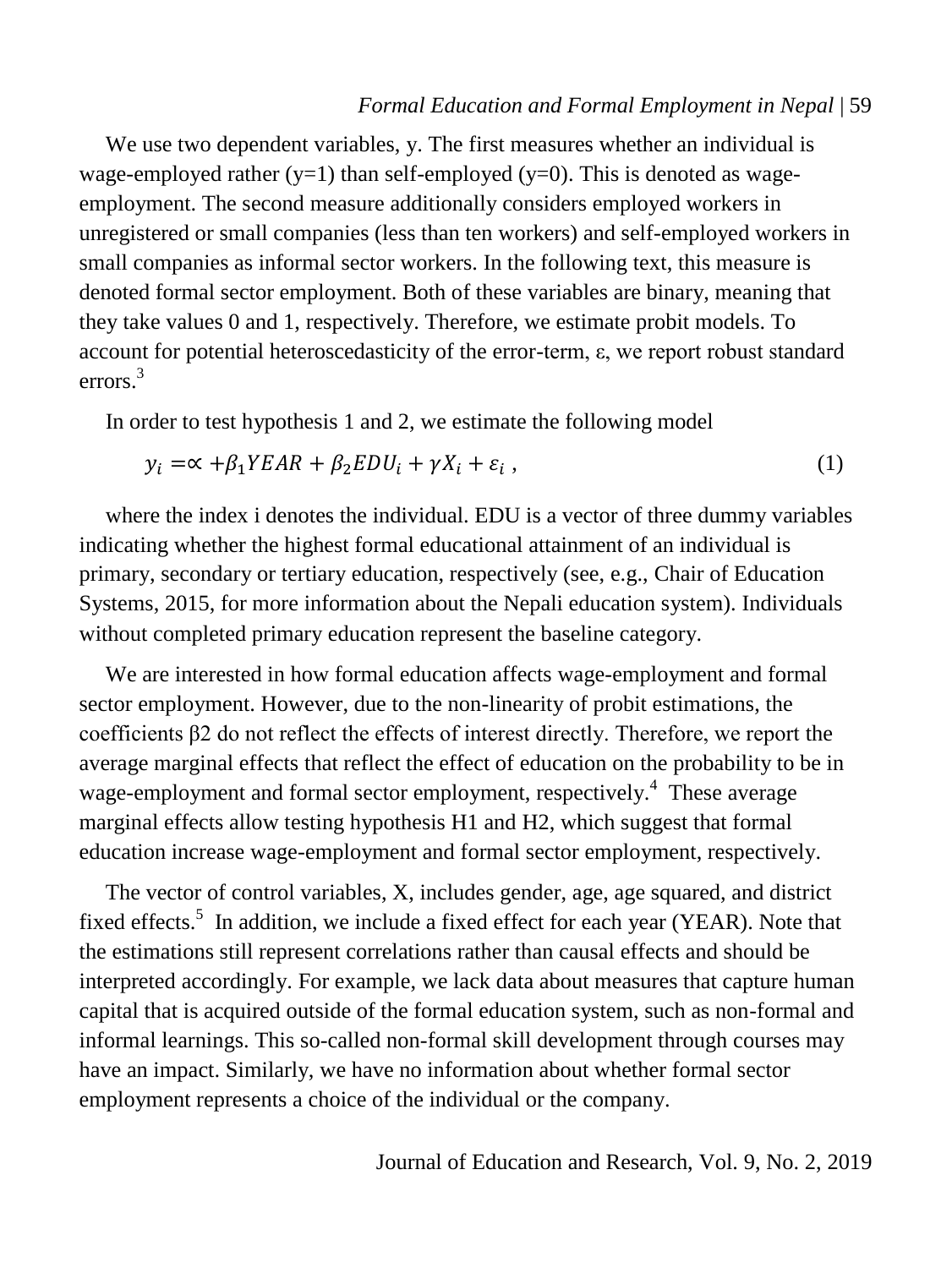We use two dependent variables, y. The first measures whether an individual is wage-employed rather ($y=1$) than self-employed ($y=0$). This is denoted as wage-employment. The second measure additionally considers employed workers in unregistered or small companies (less than ten workers) and self-employed workers in small companies as informal sector workers. In the following text, this measure is denoted formal sector employment. Both of these variables are binary, meaning that they take values 0 and 1, respectively. Therefore, we estimate probit models. To account for potential heteroscedasticity of the error-term, $\varepsilon$, we report robust standard errors.[3]

In order to test hypothesis 1 and 2, we estimate the following model

$$y_i = \propto + \beta_1 YEAR + \beta_2 EDU_i + \gamma X_i + \varepsilon_i \,, \tag{1}$$

where the index i denotes the individual. EDU is a vector of three dummy variables indicating whether the highest formal educational attainment of an individual is primary, secondary or tertiary education, respectively (see, e.g., Chair of Education Systems, 2015, for more information about the Nepali education system). Individuals without completed primary education represent the baseline category.

We are interested in how formal education affects wage-employment and formal sector employment. However, due to the non-linearity of probit estimations, the coefficients $\beta 2$ do not reflect the effects of interest directly. Therefore, we report the average marginal effects that reflect the effect of education on the probability to be in wage-employment and formal sector employment, respectively.[4] These average marginal effects allow testing hypothesis H1 and H2, which suggest that formal education increase wage-employment and formal sector employment, respectively.

The vector of control variables, X, includes gender, age, age squared, and district fixed effects.[5] In addition, we include a fixed effect for each year (YEAR). Note that the estimations still represent correlations rather than causal effects and should be interpreted accordingly. For example, we lack data about measures that capture human capital that is acquired outside of the formal education system, such as non-formal and informal learnings. This so-called non-formal skill development through courses may have an impact. Similarly, we have no information about whether formal sector employment represents a choice of the individual or the company.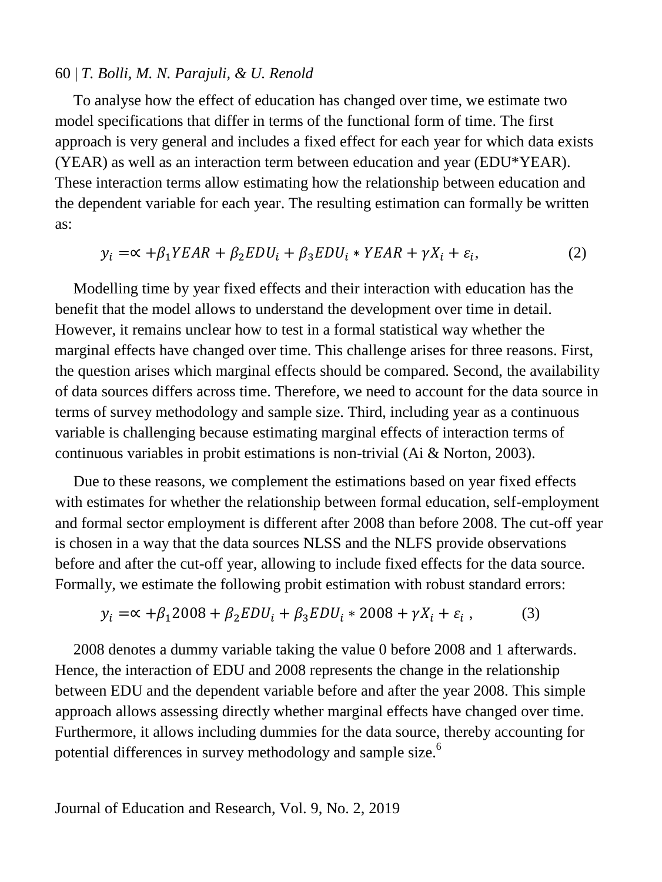To analyse how the effect of education has changed over time, we estimate two model specifications that differ in terms of the functional form of time. The first approach is very general and includes a fixed effect for each year for which data exists (YEAR) as well as an interaction term between education and year (EDU*YEAR). These interaction terms allow estimating how the relationship between education and the dependent variable for each year. The resulting estimation can formally be written as:

$$y_i = \propto + \beta_1 YEAR + \beta_2 EDU_i + \beta_3 EDU_i * YEAR + \gamma X_i + \varepsilon_i, \tag{2}$$

Modelling time by year fixed effects and their interaction with education has the benefit that the model allows to understand the development over time in detail. However, it remains unclear how to test in a formal statistical way whether the marginal effects have changed over time. This challenge arises for three reasons. First, the question arises which marginal effects should be compared. Second, the availability of data sources differs across time. Therefore, we need to account for the data source in terms of survey methodology and sample size. Third, including year as a continuous variable is challenging because estimating marginal effects of interaction terms of continuous variables in probit estimations is non-trivial (Ai & Norton, 2003).

Due to these reasons, we complement the estimations based on year fixed effects with estimates for whether the relationship between formal education, self-employment and formal sector employment is different after 2008 than before 2008. The cut-off year is chosen in a way that the data sources NLSS and the NLFS provide observations before and after the cut-off year, allowing to include fixed effects for the data source. Formally, we estimate the following probit estimation with robust standard errors:

$$y_i = \propto + \beta_1 2008 + \beta_2 EDU_i + \beta_3 EDU_i * 2008 + \gamma X_i + \varepsilon_i\ , \tag{3}$$

2008 denotes a dummy variable taking the value 0 before 2008 and 1 afterwards. Hence, the interaction of EDU and 2008 represents the change in the relationship between EDU and the dependent variable before and after the year 2008. This simple approach allows assessing directly whether marginal effects have changed over time. Furthermore, it allows including dummies for the data source, thereby accounting for potential differences in survey methodology and sample size.[6]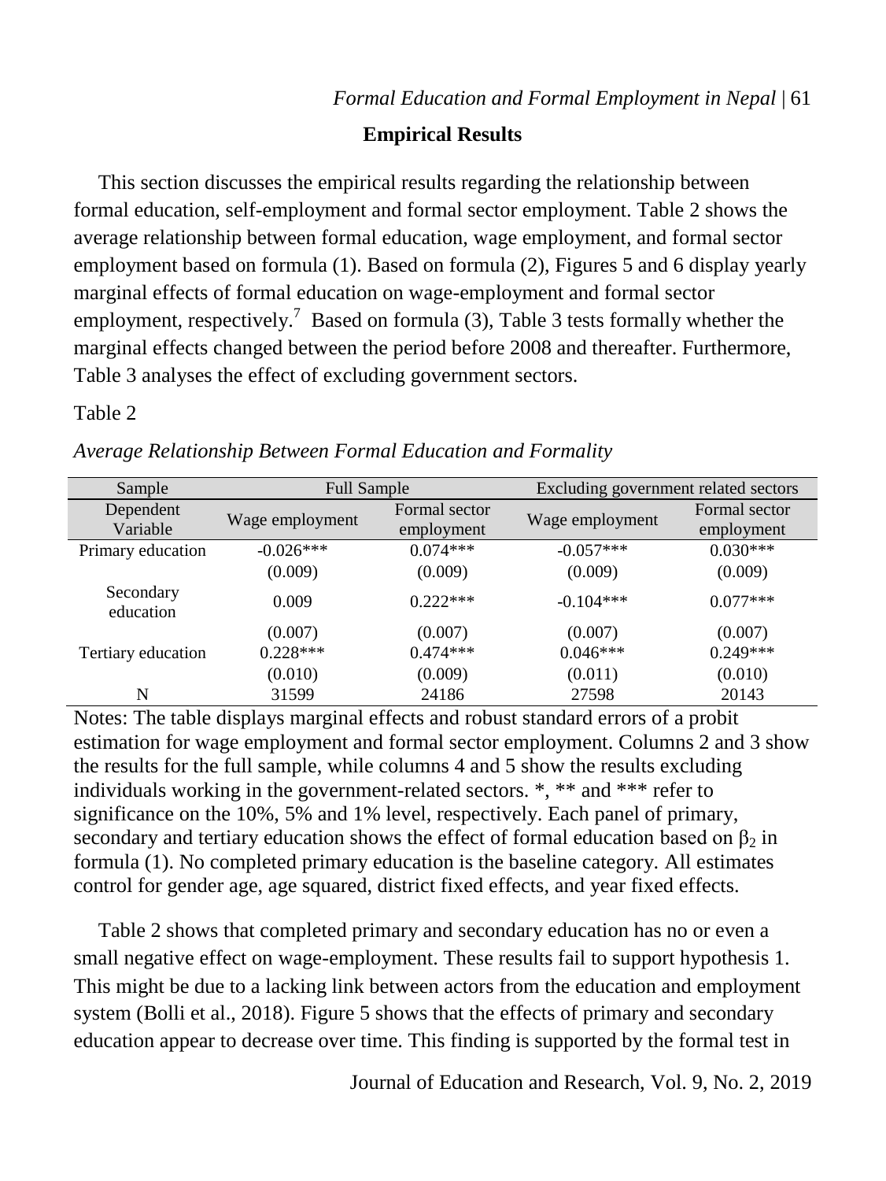## Empirical Results

This section discusses the empirical results regarding the relationship between formal education, self-employment and formal sector employment. Table 2 shows the average relationship between formal education, wage employment, and formal sector employment based on formula (1). Based on formula (2), Figures 5 and 6 display yearly marginal effects of formal education on wage-employment and formal sector employment, respectively.[7] Based on formula (3), Table 3 tests formally whether the marginal effects changed between the period before 2008 and thereafter. Furthermore, Table 3 analyses the effect of excluding government sectors.

Table 2

*Average Relationship Between Formal Education and Formality*

| Sample | Full Sample | | Excluding government related sectors | |
|---|---|---|---|---|
| Dependent Variable | Wage employment | Formal sector employment | Wage employment | Formal sector employment |
| Primary education | -0.026*** | 0.074*** | -0.057*** | 0.030*** |
| | (0.009) | (0.009) | (0.009) | (0.009) |
| Secondary education | 0.009 | 0.222*** | -0.104*** | 0.077*** |
| | (0.007) | (0.007) | (0.007) | (0.007) |
| Tertiary education | 0.228*** | 0.474*** | 0.046*** | 0.249*** |
| | (0.010) | (0.009) | (0.011) | (0.010) |
| N | 31599 | 24186 | 27598 | 20143 |

Notes: The table displays marginal effects and robust standard errors of a probit estimation for wage employment and formal sector employment. Columns 2 and 3 show the results for the full sample, while columns 4 and 5 show the results excluding individuals working in the government-related sectors. *, ** and *** refer to significance on the 10%, 5% and 1% level, respectively. Each panel of primary, secondary and tertiary education shows the effect of formal education based on $\beta_2$ in formula (1). No completed primary education is the baseline category. All estimates control for gender age, age squared, district fixed effects, and year fixed effects.

Table 2 shows that completed primary and secondary education has no or even a small negative effect on wage-employment. These results fail to support hypothesis 1. This might be due to a lacking link between actors from the education and employment system (Bolli et al., 2018). Figure 5 shows that the effects of primary and secondary education appear to decrease over time. This finding is supported by the formal test in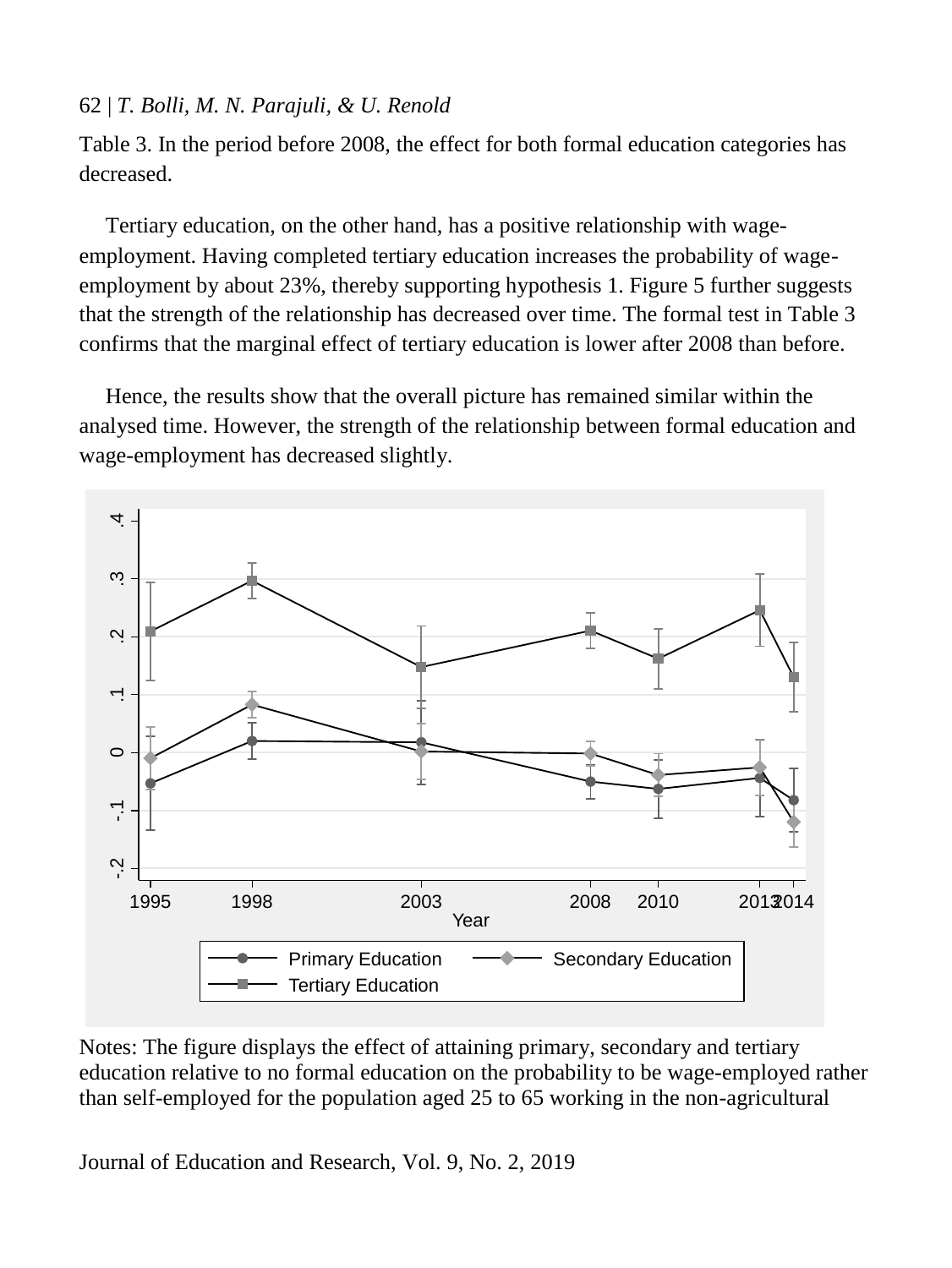Table 3. In the period before 2008, the effect for both formal education categories has decreased.

Tertiary education, on the other hand, has a positive relationship with wage-employment. Having completed tertiary education increases the probability of wage-employment by about 23%, thereby supporting hypothesis 1. Figure 5 further suggests that the strength of the relationship has decreased over time. The formal test in Table 3 confirms that the marginal effect of tertiary education is lower after 2008 than before.

Hence, the results show that the overall picture has remained similar within the analysed time. However, the strength of the relationship between formal education and wage-employment has decreased slightly.

Notes: The figure displays the effect of attaining primary, secondary and tertiary education relative to no formal education on the probability to be wage-employed rather than self-employed for the population aged 25 to 65 working in the non-agricultural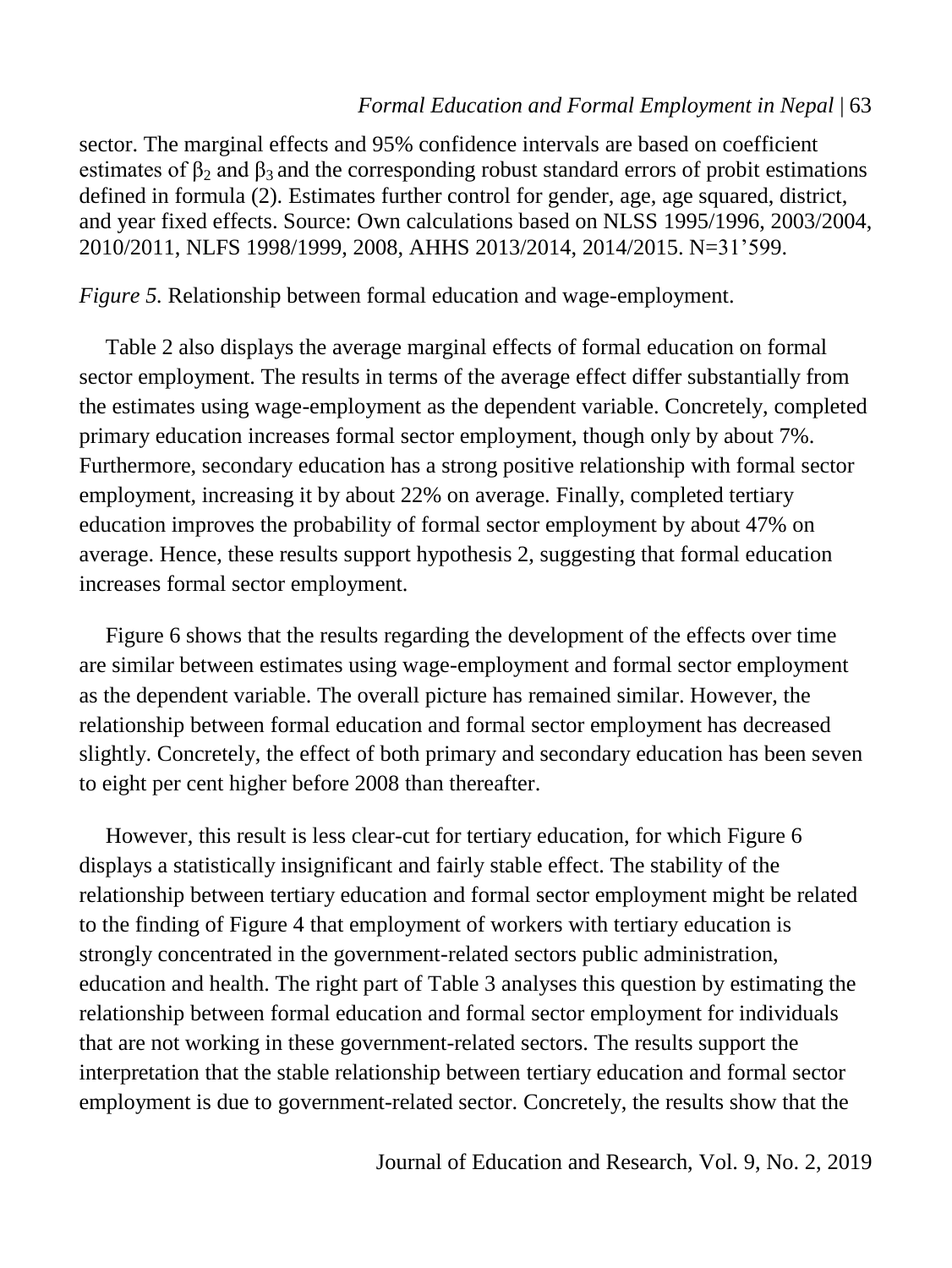sector. The marginal effects and 95% confidence intervals are based on coefficient estimates of $\beta_2$ and $\beta_3$ and the corresponding robust standard errors of probit estimations defined in formula (2). Estimates further control for gender, age, age squared, district, and year fixed effects. Source: Own calculations based on NLSS 1995/1996, 2003/2004, 2010/2011, NLFS 1998/1999, 2008, AHHS 2013/2014, 2014/2015. N=31’599.

*Figure 5.* Relationship between formal education and wage-employment.

Table 2 also displays the average marginal effects of formal education on formal sector employment. The results in terms of the average effect differ substantially from the estimates using wage-employment as the dependent variable. Concretely, completed primary education increases formal sector employment, though only by about 7%. Furthermore, secondary education has a strong positive relationship with formal sector employment, increasing it by about 22% on average. Finally, completed tertiary education improves the probability of formal sector employment by about 47% on average. Hence, these results support hypothesis 2, suggesting that formal education increases formal sector employment.

Figure 6 shows that the results regarding the development of the effects over time are similar between estimates using wage-employment and formal sector employment as the dependent variable. The overall picture has remained similar. However, the relationship between formal education and formal sector employment has decreased slightly. Concretely, the effect of both primary and secondary education has been seven to eight per cent higher before 2008 than thereafter.

However, this result is less clear-cut for tertiary education, for which Figure 6 displays a statistically insignificant and fairly stable effect. The stability of the relationship between tertiary education and formal sector employment might be related to the finding of Figure 4 that employment of workers with tertiary education is strongly concentrated in the government-related sectors public administration, education and health. The right part of Table 3 analyses this question by estimating the relationship between formal education and formal sector employment for individuals that are not working in these government-related sectors. The results support the interpretation that the stable relationship between tertiary education and formal sector employment is due to government-related sector. Concretely, the results show that the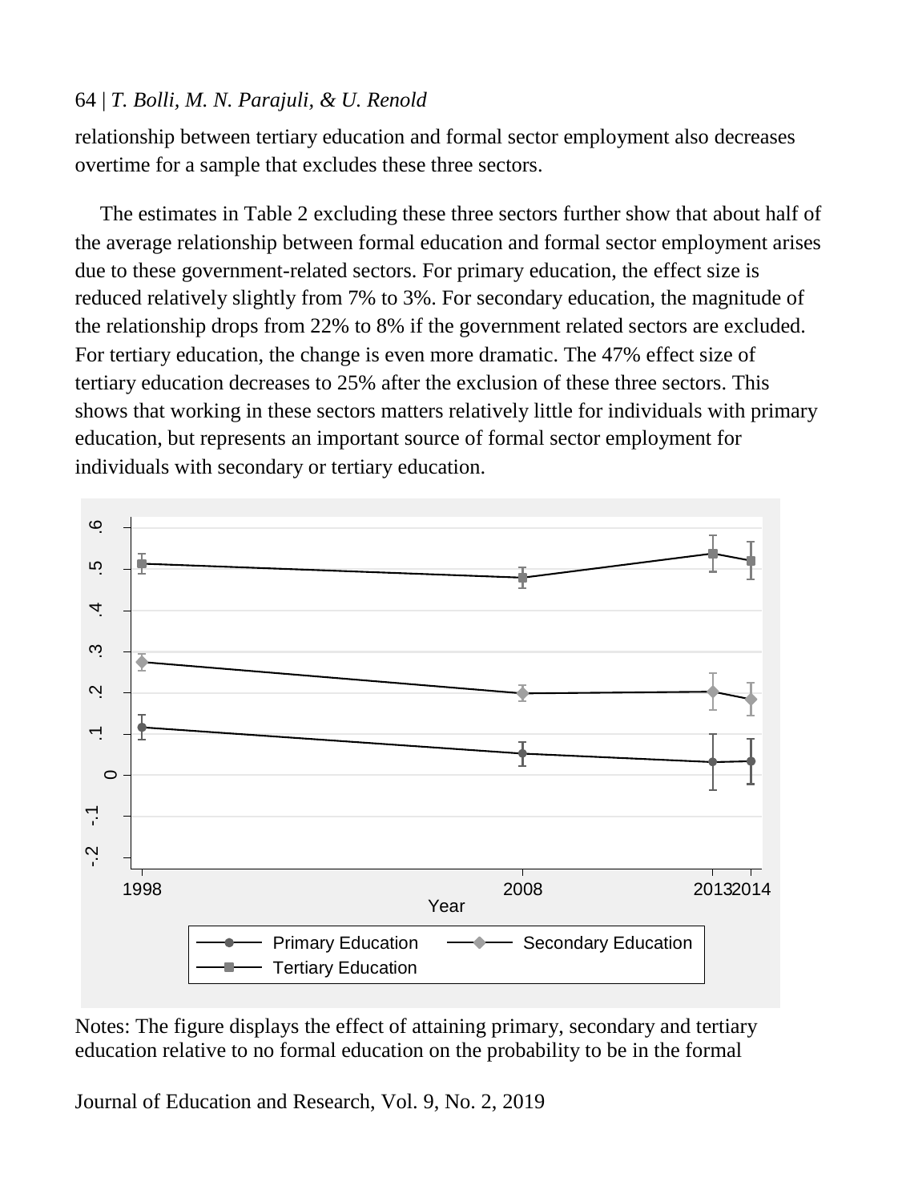relationship between tertiary education and formal sector employment also decreases overtime for a sample that excludes these three sectors.

The estimates in Table 2 excluding these three sectors further show that about half of the average relationship between formal education and formal sector employment arises due to these government-related sectors. For primary education, the effect size is reduced relatively slightly from 7% to 3%. For secondary education, the magnitude of the relationship drops from 22% to 8% if the government related sectors are excluded. For tertiary education, the change is even more dramatic. The 47% effect size of tertiary education decreases to 25% after the exclusion of these three sectors. This shows that working in these sectors matters relatively little for individuals with primary education, but represents an important source of formal sector employment for individuals with secondary or tertiary education.

Notes: The figure displays the effect of attaining primary, secondary and tertiary education relative to no formal education on the probability to be in the formal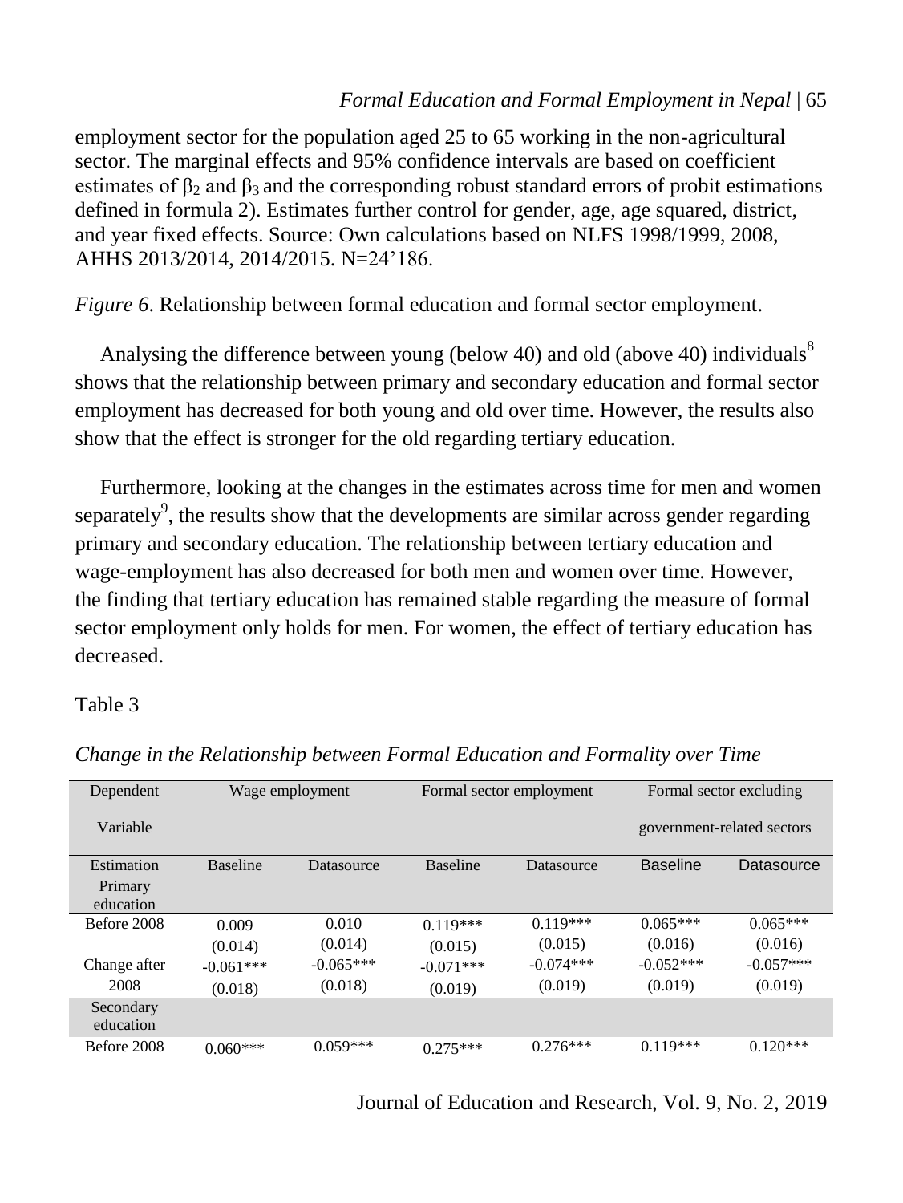employment sector for the population aged 25 to 65 working in the non-agricultural sector. The marginal effects and 95% confidence intervals are based on coefficient estimates of $\beta_2$ and $\beta_3$ and the corresponding robust standard errors of probit estimations defined in formula 2). Estimates further control for gender, age, age squared, district, and year fixed effects. Source: Own calculations based on NLFS 1998/1999, 2008, AHHS 2013/2014, 2014/2015. N=24’186.

*Figure 6*. Relationship between formal education and formal sector employment.

Analysing the difference between young (below 40) and old (above 40) individuals[8] shows that the relationship between primary and secondary education and formal sector employment has decreased for both young and old over time. However, the results also show that the effect is stronger for the old regarding tertiary education.

Furthermore, looking at the changes in the estimates across time for men and women separately[9], the results show that the developments are similar across gender regarding primary and secondary education. The relationship between tertiary education and wage-employment has also decreased for both men and women over time. However, the finding that tertiary education has remained stable regarding the measure of formal sector employment only holds for men. For women, the effect of tertiary education has decreased.

Table 3

*Change in the Relationship between Formal Education and Formality over Time*

| Dependent Variable | Wage employment | | Formal sector employment | | Formal sector excluding government-related sectors | |
|---|---|---|---|---|---|---|
| Estimation | Baseline | Datasource | Baseline | Datasource | Baseline | Datasource |
| Primary education | | | | | | |
| Before 2008 | 0.009 | 0.010 | 0.119*** | 0.119*** | 0.065*** | 0.065*** |
| | (0.014) | (0.014) | (0.015) | (0.015) | (0.016) | (0.016) |
| Change after 2008 | -0.061*** | -0.065*** | -0.071*** | -0.074*** | -0.052*** | -0.057*** |
| | (0.018) | (0.018) | (0.019) | (0.019) | (0.019) | (0.019) |
| Secondary education | | | | | | |
| Before 2008 | 0.060*** | 0.059*** | 0.275*** | 0.276*** | 0.119*** | 0.120*** |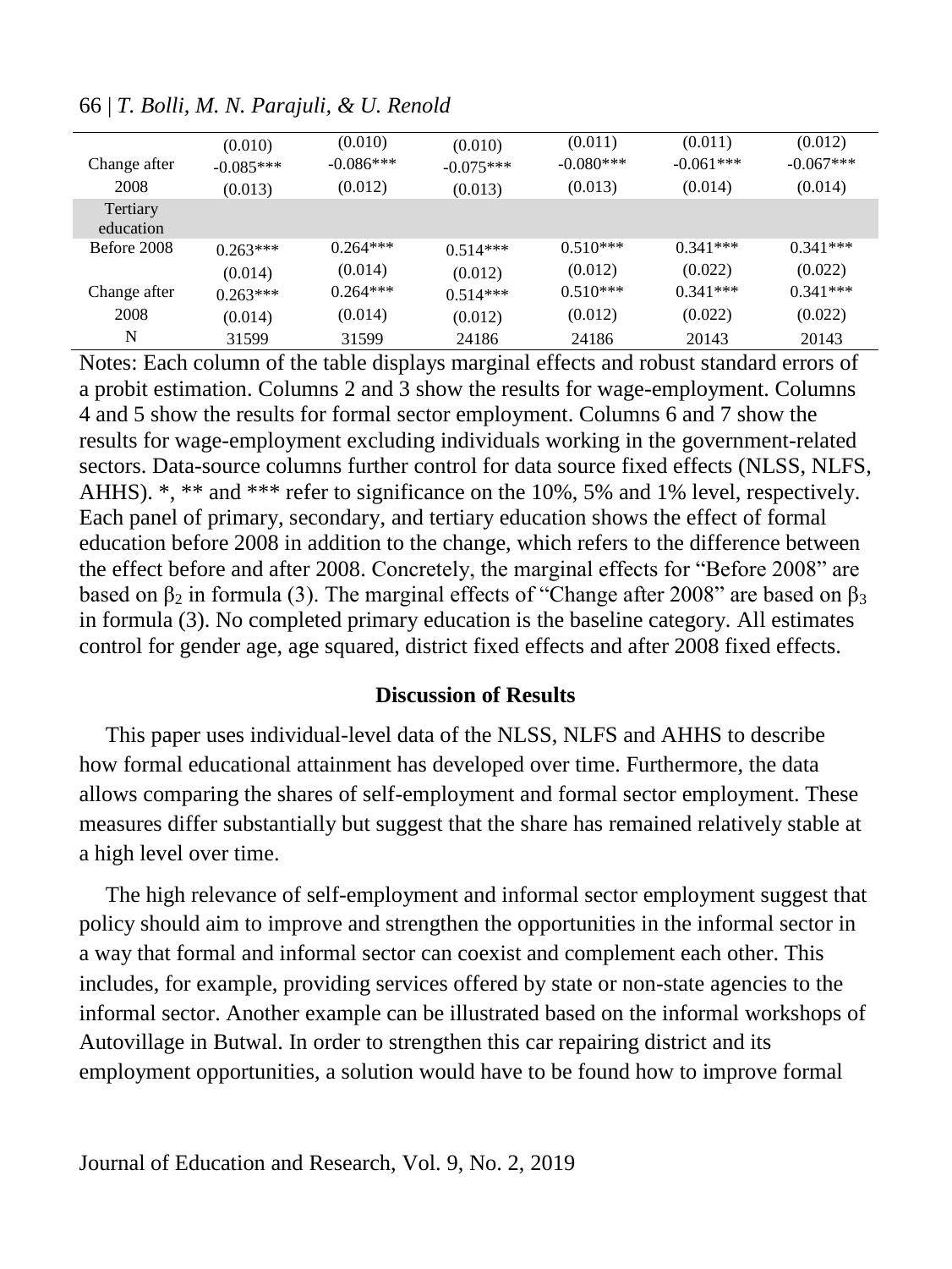| | | | | | | |
|---|---|---|---|---|---|---|
| | (0.010) | (0.010) | (0.010) | (0.011) | (0.011) | (0.012) |
| Change after 2008 | -0.085*** | -0.086*** | -0.075*** | -0.080*** | -0.061*** | -0.067*** |
| | (0.013) | (0.012) | (0.013) | (0.013) | (0.014) | (0.014) |
| Tertiary education | | | | | | |
| Before 2008 | 0.263*** | 0.264*** | 0.514*** | 0.510*** | 0.341*** | 0.341*** |
| | (0.014) | (0.014) | (0.012) | (0.012) | (0.022) | (0.022) |
| Change after 2008 | 0.263*** | 0.264*** | 0.514*** | 0.510*** | 0.341*** | 0.341*** |
| | (0.014) | (0.014) | (0.012) | (0.012) | (0.022) | (0.022) |
| N | 31599 | 31599 | 24186 | 24186 | 20143 | 20143 |

Notes: Each column of the table displays marginal effects and robust standard errors of a probit estimation. Columns 2 and 3 show the results for wage-employment. Columns 4 and 5 show the results for formal sector employment. Columns 6 and 7 show the results for wage-employment excluding individuals working in the government-related sectors. Data-source columns further control for data source fixed effects (NLSS, NLFS, AHHS). *, ** and *** refer to significance on the 10%, 5% and 1% level, respectively. Each panel of primary, secondary, and tertiary education shows the effect of formal education before 2008 in addition to the change, which refers to the difference between the effect before and after 2008. Concretely, the marginal effects for "Before 2008" are based on $\beta_2$ in formula (3). The marginal effects of "Change after 2008" are based on $\beta_3$ in formula (3). No completed primary education is the baseline category. All estimates control for gender age, age squared, district fixed effects and after 2008 fixed effects.

## Discussion of Results

This paper uses individual-level data of the NLSS, NLFS and AHHS to describe how formal educational attainment has developed over time. Furthermore, the data allows comparing the shares of self-employment and formal sector employment. These measures differ substantially but suggest that the share has remained relatively stable at a high level over time.

The high relevance of self-employment and informal sector employment suggest that policy should aim to improve and strengthen the opportunities in the informal sector in a way that formal and informal sector can coexist and complement each other. This includes, for example, providing services offered by state or non-state agencies to the informal sector. Another example can be illustrated based on the informal workshops of Autovillage in Butwal. In order to strengthen this car repairing district and its employment opportunities, a solution would have to be found how to improve formal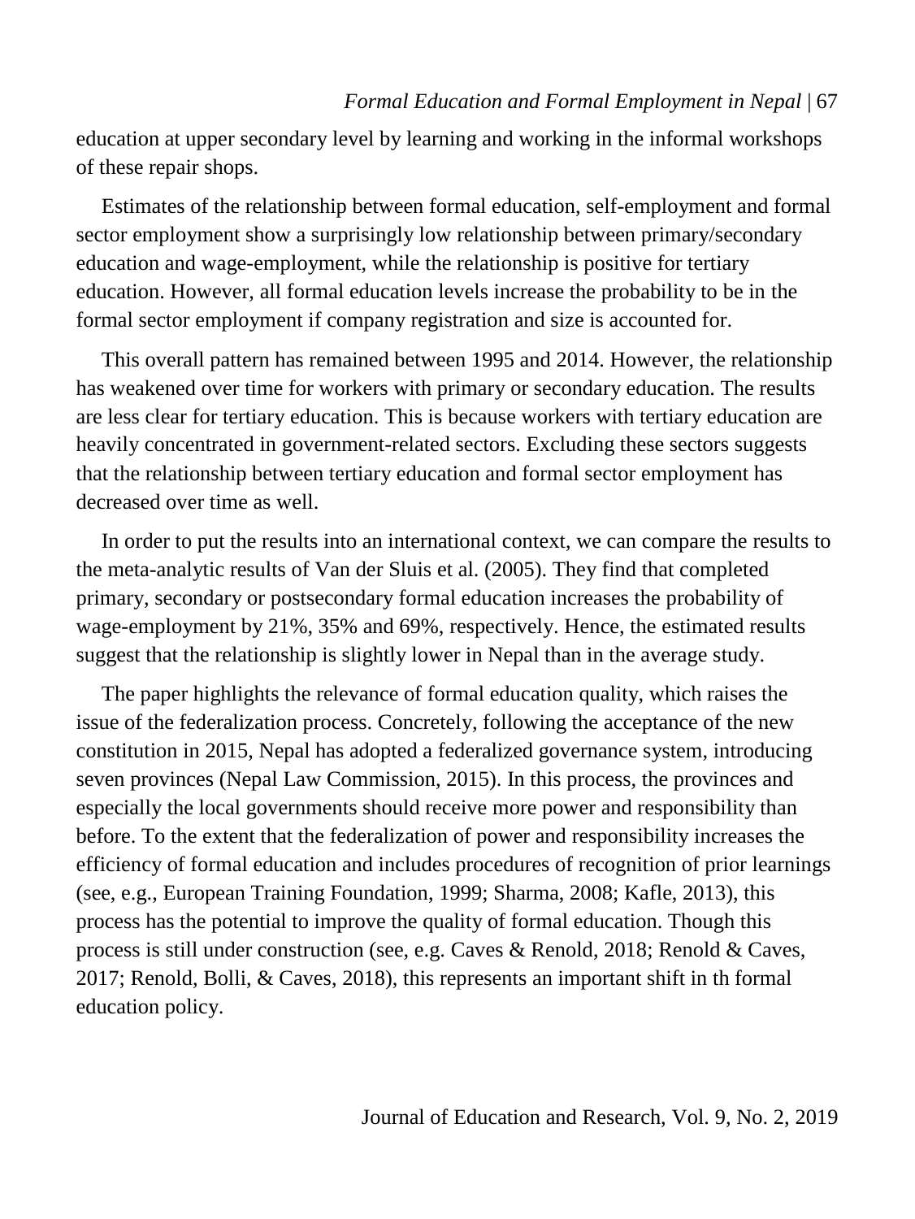education at upper secondary level by learning and working in the informal workshops of these repair shops.

Estimates of the relationship between formal education, self-employment and formal sector employment show a surprisingly low relationship between primary/secondary education and wage-employment, while the relationship is positive for tertiary education. However, all formal education levels increase the probability to be in the formal sector employment if company registration and size is accounted for.

This overall pattern has remained between 1995 and 2014. However, the relationship has weakened over time for workers with primary or secondary education. The results are less clear for tertiary education. This is because workers with tertiary education are heavily concentrated in government-related sectors. Excluding these sectors suggests that the relationship between tertiary education and formal sector employment has decreased over time as well.

In order to put the results into an international context, we can compare the results to the meta-analytic results of Van der Sluis et al. (2005). They find that completed primary, secondary or postsecondary formal education increases the probability of wage-employment by 21%, 35% and 69%, respectively. Hence, the estimated results suggest that the relationship is slightly lower in Nepal than in the average study.

The paper highlights the relevance of formal education quality, which raises the issue of the federalization process. Concretely, following the acceptance of the new constitution in 2015, Nepal has adopted a federalized governance system, introducing seven provinces (Nepal Law Commission, 2015). In this process, the provinces and especially the local governments should receive more power and responsibility than before. To the extent that the federalization of power and responsibility increases the efficiency of formal education and includes procedures of recognition of prior learnings (see, e.g., European Training Foundation, 1999; Sharma, 2008; Kafle, 2013), this process has the potential to improve the quality of formal education. Though this process is still under construction (see, e.g. Caves & Renold, 2018; Renold & Caves, 2017; Renold, Bolli, & Caves, 2018), this represents an important shift in th formal education policy.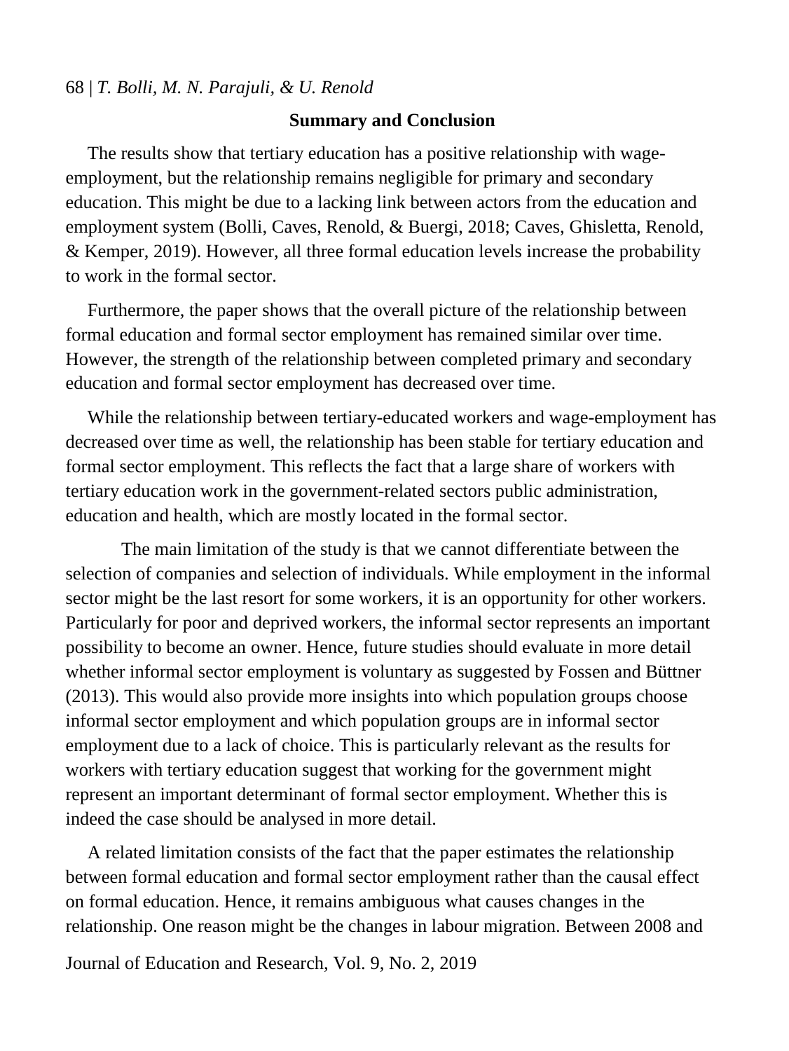## Summary and Conclusion

The results show that tertiary education has a positive relationship with wage-employment, but the relationship remains negligible for primary and secondary education. This might be due to a lacking link between actors from the education and employment system (Bolli, Caves, Renold, & Buergi, 2018; Caves, Ghisletta, Renold, & Kemper, 2019). However, all three formal education levels increase the probability to work in the formal sector.

Furthermore, the paper shows that the overall picture of the relationship between formal education and formal sector employment has remained similar over time. However, the strength of the relationship between completed primary and secondary education and formal sector employment has decreased over time.

While the relationship between tertiary-educated workers and wage-employment has decreased over time as well, the relationship has been stable for tertiary education and formal sector employment. This reflects the fact that a large share of workers with tertiary education work in the government-related sectors public administration, education and health, which are mostly located in the formal sector.

The main limitation of the study is that we cannot differentiate between the selection of companies and selection of individuals. While employment in the informal sector might be the last resort for some workers, it is an opportunity for other workers. Particularly for poor and deprived workers, the informal sector represents an important possibility to become an owner. Hence, future studies should evaluate in more detail whether informal sector employment is voluntary as suggested by Fossen and Büttner (2013). This would also provide more insights into which population groups choose informal sector employment and which population groups are in informal sector employment due to a lack of choice. This is particularly relevant as the results for workers with tertiary education suggest that working for the government might represent an important determinant of formal sector employment. Whether this is indeed the case should be analysed in more detail.

A related limitation consists of the fact that the paper estimates the relationship between formal education and formal sector employment rather than the causal effect on formal education. Hence, it remains ambiguous what causes changes in the relationship. One reason might be the changes in labour migration. Between 2008 and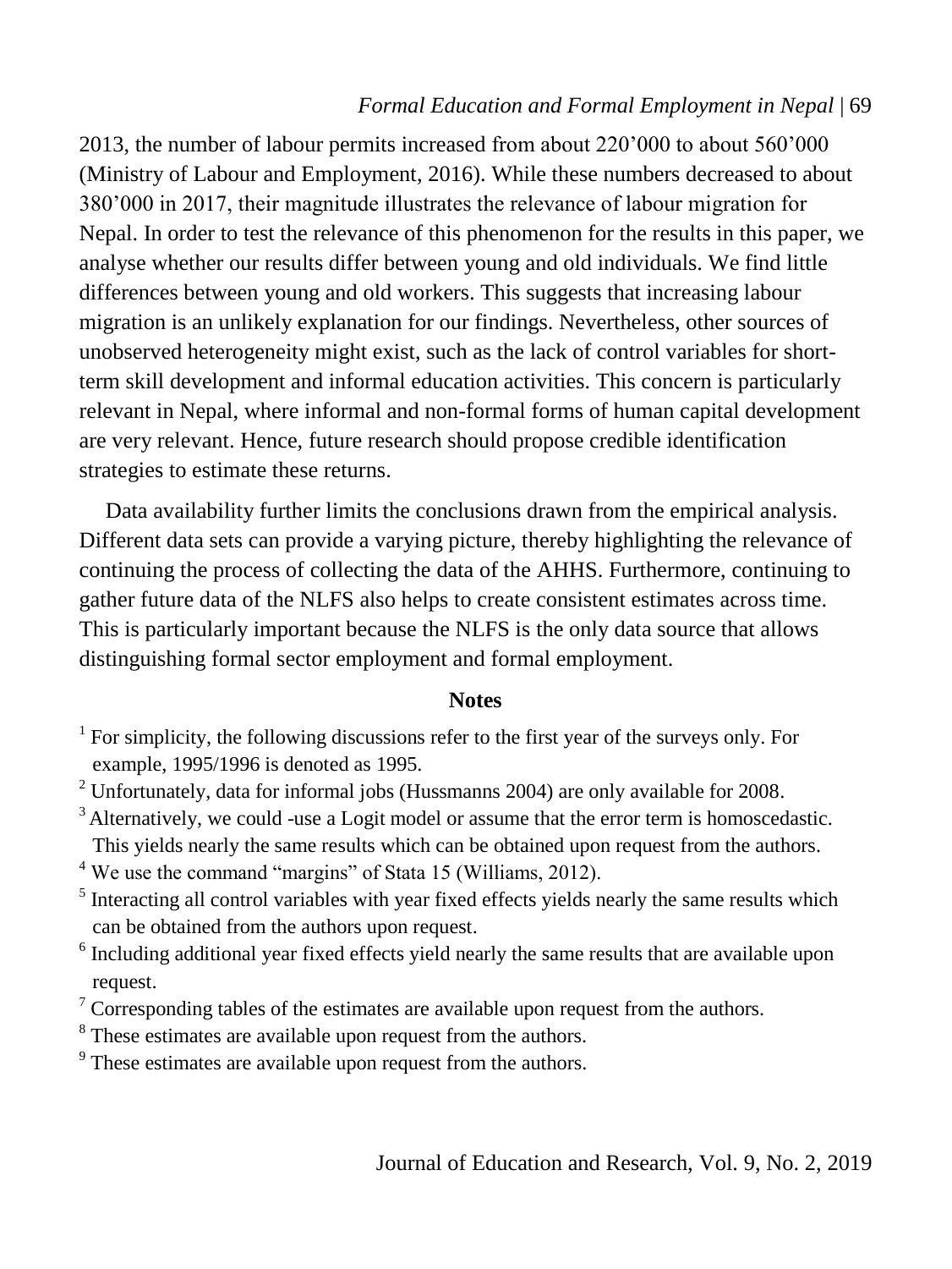2013, the number of labour permits increased from about 220’000 to about 560’000 (Ministry of Labour and Employment, 2016). While these numbers decreased to about 380’000 in 2017, their magnitude illustrates the relevance of labour migration for Nepal. In order to test the relevance of this phenomenon for the results in this paper, we analyse whether our results differ between young and old individuals. We find little differences between young and old workers. This suggests that increasing labour migration is an unlikely explanation for our findings. Nevertheless, other sources of unobserved heterogeneity might exist, such as the lack of control variables for short-term skill development and informal education activities. This concern is particularly relevant in Nepal, where informal and non-formal forms of human capital development are very relevant. Hence, future research should propose credible identification strategies to estimate these returns.

Data availability further limits the conclusions drawn from the empirical analysis. Different data sets can provide a varying picture, thereby highlighting the relevance of continuing the process of collecting the data of the AHHS. Furthermore, continuing to gather future data of the NLFS also helps to create consistent estimates across time. This is particularly important because the NLFS is the only data source that allows distinguishing formal sector employment and formal employment.

## Notes

[1] For simplicity, the following discussions refer to the first year of the surveys only. For example, 1995/1996 is denoted as 1995.

[2] Unfortunately, data for informal jobs (Hussmanns 2004) are only available for 2008.

[3] Alternatively, we could -use a Logit model or assume that the error term is homoscedastic. This yields nearly the same results which can be obtained upon request from the authors.

[4] We use the command “margins” of Stata 15 (Williams, 2012).

[5] Interacting all control variables with year fixed effects yields nearly the same results which can be obtained from the authors upon request.

[6] Including additional year fixed effects yield nearly the same results that are available upon request.

[7] Corresponding tables of the estimates are available upon request from the authors.

[8] These estimates are available upon request from the authors.

[9] These estimates are available upon request from the authors.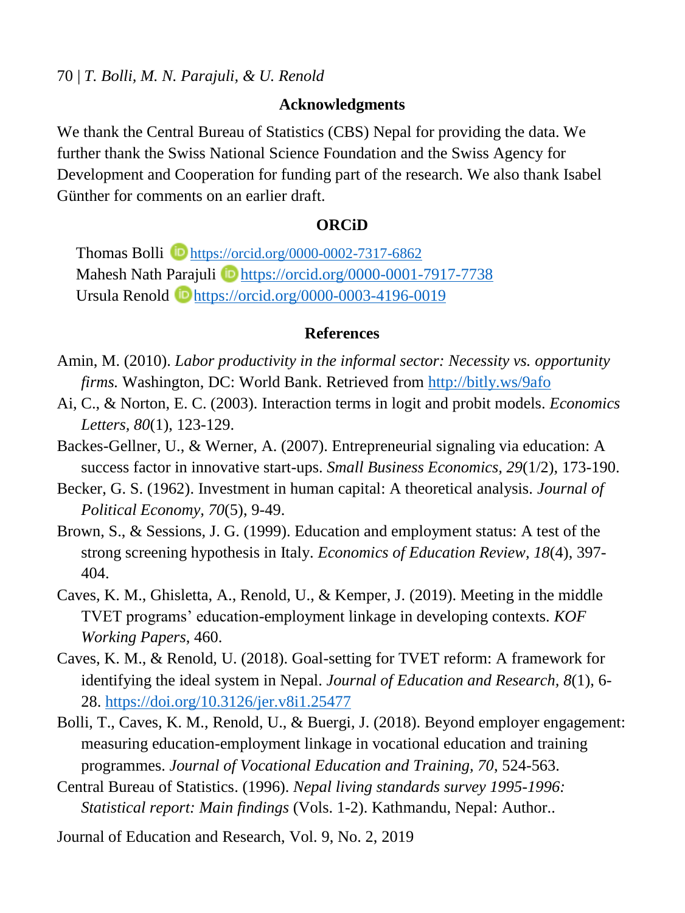## Acknowledgments

We thank the Central Bureau of Statistics (CBS) Nepal for providing the data. We further thank the Swiss National Science Foundation and the Swiss Agency for Development and Cooperation for funding part of the research. We also thank Isabel Günther for comments on an earlier draft.

## ORCiD

Thomas Bolli https://orcid.org/0000-0002-7317-6862
Mahesh Nath Parajuli https://orcid.org/0000-0001-7917-7738
Ursula Renold https://orcid.org/0000-0003-4196-0019

## References

Amin, M. (2010). *Labor productivity in the informal sector: Necessity vs. opportunity firms.* Washington, DC: World Bank. Retrieved from http://bitly.ws/9afo

Ai, C., & Norton, E. C. (2003). Interaction terms in logit and probit models. *Economics Letters, 80*(1), 123-129.

Backes-Gellner, U., & Werner, A. (2007). Entrepreneurial signaling via education: A success factor in innovative start-ups. *Small Business Economics, 29*(1/2), 173-190.

Becker, G. S. (1962). Investment in human capital: A theoretical analysis. *Journal of Political Economy, 70*(5), 9-49.

Brown, S., & Sessions, J. G. (1999). Education and employment status: A test of the strong screening hypothesis in Italy. *Economics of Education Review, 18*(4), 397-404.

Caves, K. M., Ghisletta, A., Renold, U., & Kemper, J. (2019). Meeting in the middle TVET programs' education-employment linkage in developing contexts. *KOF Working Papers*, 460.

Caves, K. M., & Renold, U. (2018). Goal-setting for TVET reform: A framework for identifying the ideal system in Nepal. *Journal of Education and Research, 8*(1), 6-28. https://doi.org/10.3126/jer.v8i1.25477

Bolli, T., Caves, K. M., Renold, U., & Buergi, J. (2018). Beyond employer engagement: measuring education-employment linkage in vocational education and training programmes. *Journal of Vocational Education and Training, 70*, 524-563.

Central Bureau of Statistics. (1996). *Nepal living standards survey 1995-1996: Statistical report: Main findings* (Vols. 1-2). Kathmandu, Nepal: Author..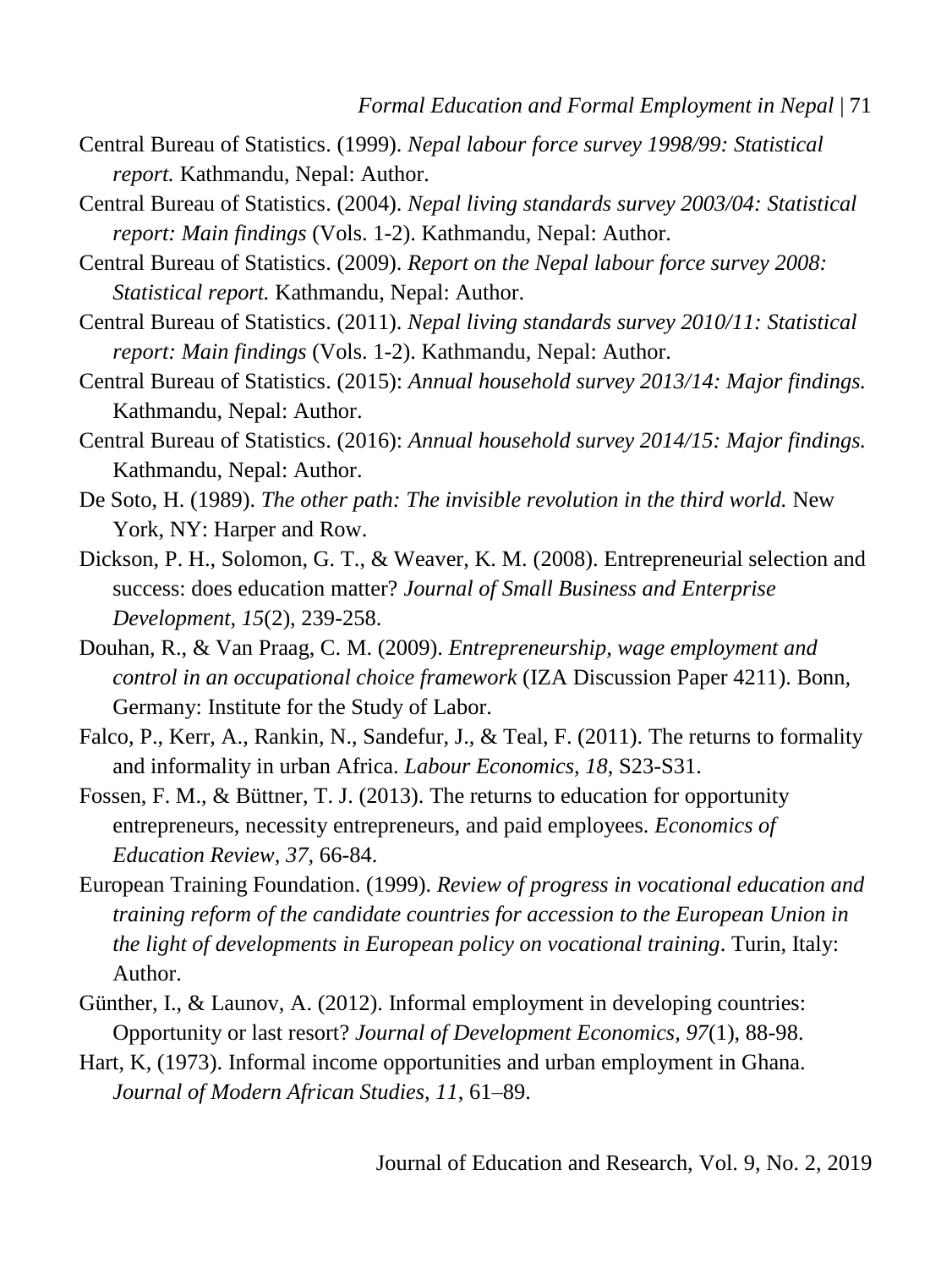Central Bureau of Statistics. (1999). *Nepal labour force survey 1998/99: Statistical report.* Kathmandu, Nepal: Author.

Central Bureau of Statistics. (2004). *Nepal living standards survey 2003/04: Statistical report: Main findings* (Vols. 1-2). Kathmandu, Nepal: Author.

Central Bureau of Statistics. (2009). *Report on the Nepal labour force survey 2008: Statistical report.* Kathmandu, Nepal: Author.

Central Bureau of Statistics. (2011). *Nepal living standards survey 2010/11: Statistical report: Main findings* (Vols. 1-2). Kathmandu, Nepal: Author.

Central Bureau of Statistics. (2015): *Annual household survey 2013/14: Major findings.* Kathmandu, Nepal: Author.

Central Bureau of Statistics. (2016): *Annual household survey 2014/15: Major findings.* Kathmandu, Nepal: Author.

De Soto, H. (1989). *The other path: The invisible revolution in the third world.* New York, NY: Harper and Row.

Dickson, P. H., Solomon, G. T., & Weaver, K. M. (2008). Entrepreneurial selection and success: does education matter? *Journal of Small Business and Enterprise Development, 15*(2), 239-258.

Douhan, R., & Van Praag, C. M. (2009). *Entrepreneurship, wage employment and control in an occupational choice framework* (IZA Discussion Paper 4211). Bonn, Germany: Institute for the Study of Labor.

Falco, P., Kerr, A., Rankin, N., Sandefur, J., & Teal, F. (2011). The returns to formality and informality in urban Africa. *Labour Economics, 18*, S23-S31.

Fossen, F. M., & Büttner, T. J. (2013). The returns to education for opportunity entrepreneurs, necessity entrepreneurs, and paid employees. *Economics of Education Review, 37*, 66-84.

European Training Foundation. (1999). *Review of progress in vocational education and training reform of the candidate countries for accession to the European Union in the light of developments in European policy on vocational training*. Turin, Italy: Author.

Günther, I., & Launov, A. (2012). Informal employment in developing countries: Opportunity or last resort? *Journal of Development Economics, 97*(1), 88-98.

Hart, K, (1973). Informal income opportunities and urban employment in Ghana. *Journal of Modern African Studies, 11*, 61–89.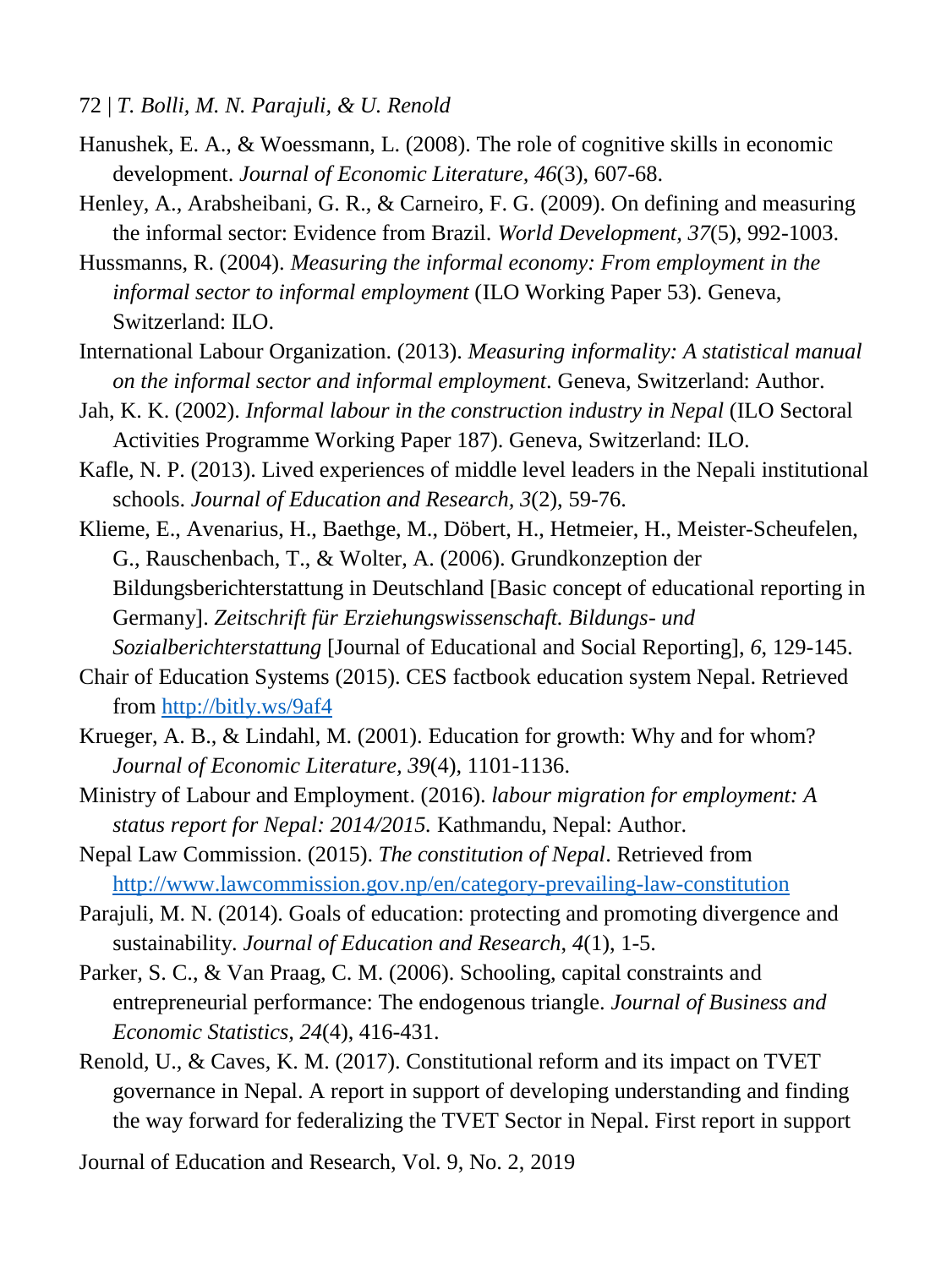Hanushek, E. A., & Woessmann, L. (2008). The role of cognitive skills in economic development. *Journal of Economic Literature, 46*(3), 607-68.

Henley, A., Arabsheibani, G. R., & Carneiro, F. G. (2009). On defining and measuring the informal sector: Evidence from Brazil. *World Development, 37*(5), 992-1003.

Hussmanns, R. (2004). *Measuring the informal economy: From employment in the informal sector to informal employment* (ILO Working Paper 53). Geneva, Switzerland: ILO.

International Labour Organization. (2013). *Measuring informality: A statistical manual on the informal sector and informal employment*. Geneva, Switzerland: Author.

Jah, K. K. (2002). *Informal labour in the construction industry in Nepal* (ILO Sectoral Activities Programme Working Paper 187). Geneva, Switzerland: ILO.

Kafle, N. P. (2013). Lived experiences of middle level leaders in the Nepali institutional schools. *Journal of Education and Research, 3*(2), 59-76.

Klieme, E., Avenarius, H., Baethge, M., Döbert, H., Hetmeier, H., Meister-Scheufelen, G., Rauschenbach, T., & Wolter, A. (2006). Grundkonzeption der Bildungsberichterstattung in Deutschland [Basic concept of educational reporting in Germany]. *Zeitschrift für Erziehungswissenschaft. Bildungs- und Sozialberichterstattung* [Journal of Educational and Social Reporting], *6*, 129-145.

Chair of Education Systems (2015). CES factbook education system Nepal. Retrieved from http://bitly.ws/9af4

Krueger, A. B., & Lindahl, M. (2001). Education for growth: Why and for whom? *Journal of Economic Literature, 39*(4), 1101-1136.

Ministry of Labour and Employment. (2016). *labour migration for employment: A status report for Nepal: 2014/2015.* Kathmandu, Nepal: Author.

Nepal Law Commission. (2015). *The constitution of Nepal*. Retrieved from http://www.lawcommission.gov.np/en/category-prevailing-law-constitution

Parajuli, M. N. (2014). Goals of education: protecting and promoting divergence and sustainability. *Journal of Education and Research, 4*(1), 1-5.

Parker, S. C., & Van Praag, C. M. (2006). Schooling, capital constraints and entrepreneurial performance: The endogenous triangle. *Journal of Business and Economic Statistics, 24*(4), 416-431.

Renold, U., & Caves, K. M. (2017). Constitutional reform and its impact on TVET governance in Nepal. A report in support of developing understanding and finding the way forward for federalizing the TVET Sector in Nepal. First report in support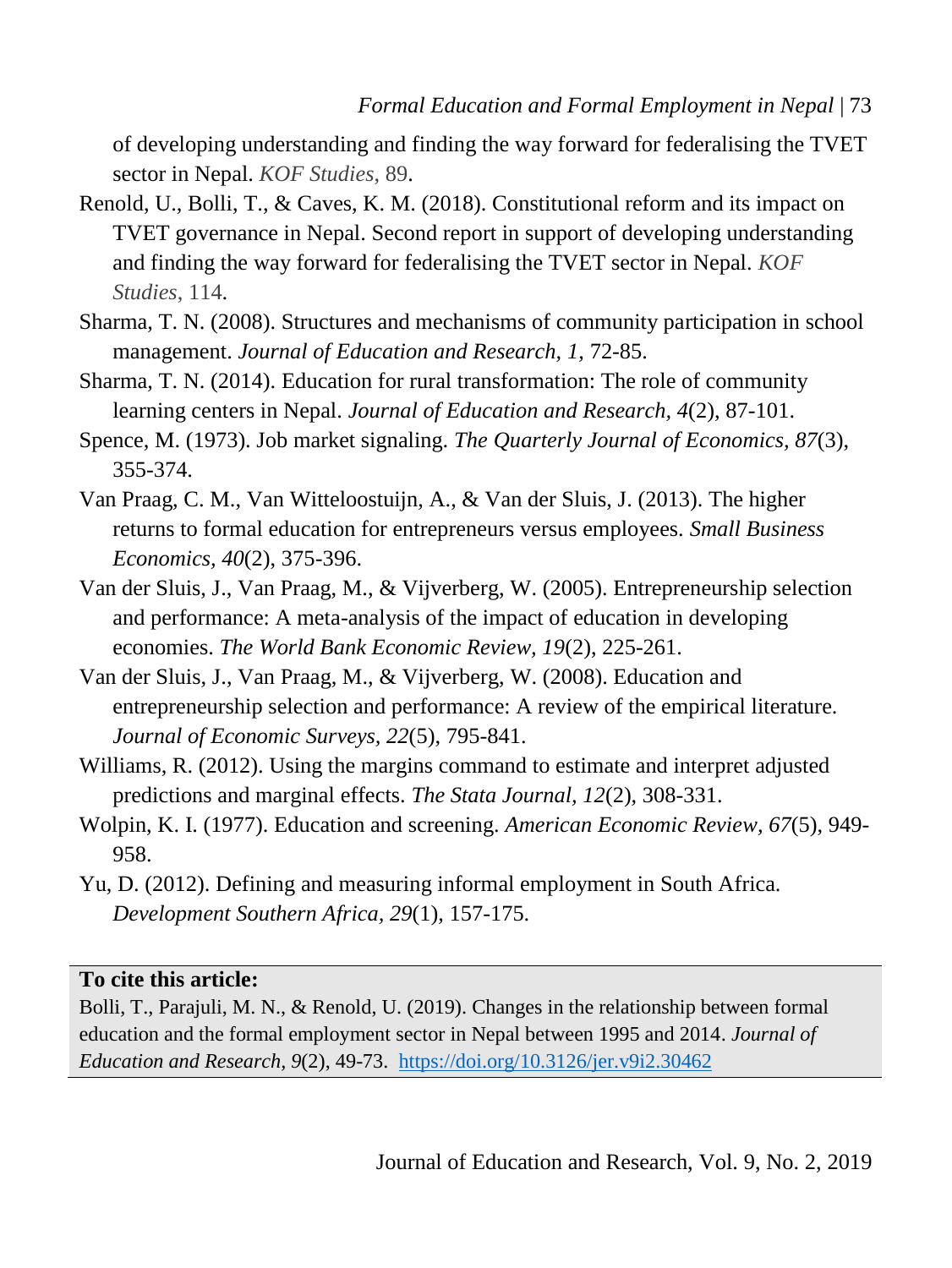of developing understanding and finding the way forward for federalising the TVET sector in Nepal. *KOF Studies*, 89.

Renold, U., Bolli, T., & Caves, K. M. (2018). Constitutional reform and its impact on TVET governance in Nepal. Second report in support of developing understanding and finding the way forward for federalising the TVET sector in Nepal. *KOF Studies*, 114.

Sharma, T. N. (2008). Structures and mechanisms of community participation in school management. *Journal of Education and Research, 1*, 72-85.

Sharma, T. N. (2014). Education for rural transformation: The role of community learning centers in Nepal. *Journal of Education and Research, 4*(2), 87-101.

Spence, M. (1973). Job market signaling. *The Quarterly Journal of Economics, 87*(3), 355-374.

Van Praag, C. M., Van Witteloostuijn, A., & Van der Sluis, J. (2013). The higher returns to formal education for entrepreneurs versus employees. *Small Business Economics, 40*(2), 375-396.

Van der Sluis, J., Van Praag, M., & Vijverberg, W. (2005). Entrepreneurship selection and performance: A meta-analysis of the impact of education in developing economies. *The World Bank Economic Review, 19*(2), 225-261.

Van der Sluis, J., Van Praag, M., & Vijverberg, W. (2008). Education and entrepreneurship selection and performance: A review of the empirical literature. *Journal of Economic Surveys, 22*(5), 795-841.

Williams, R. (2012). Using the margins command to estimate and interpret adjusted predictions and marginal effects. *The Stata Journal, 12*(2), 308-331.

Wolpin, K. I. (1977). Education and screening. *American Economic Review, 67*(5), 949-958.

Yu, D. (2012). Defining and measuring informal employment in South Africa. *Development Southern Africa, 29*(1), 157-175.

**To cite this article:**

Bolli, T., Parajuli, M. N., & Renold, U. (2019). Changes in the relationship between formal education and the formal employment sector in Nepal between 1995 and 2014. *Journal of Education and Research, 9*(2), 49-73. https://doi.org/10.3126/jer.v9i2.30462